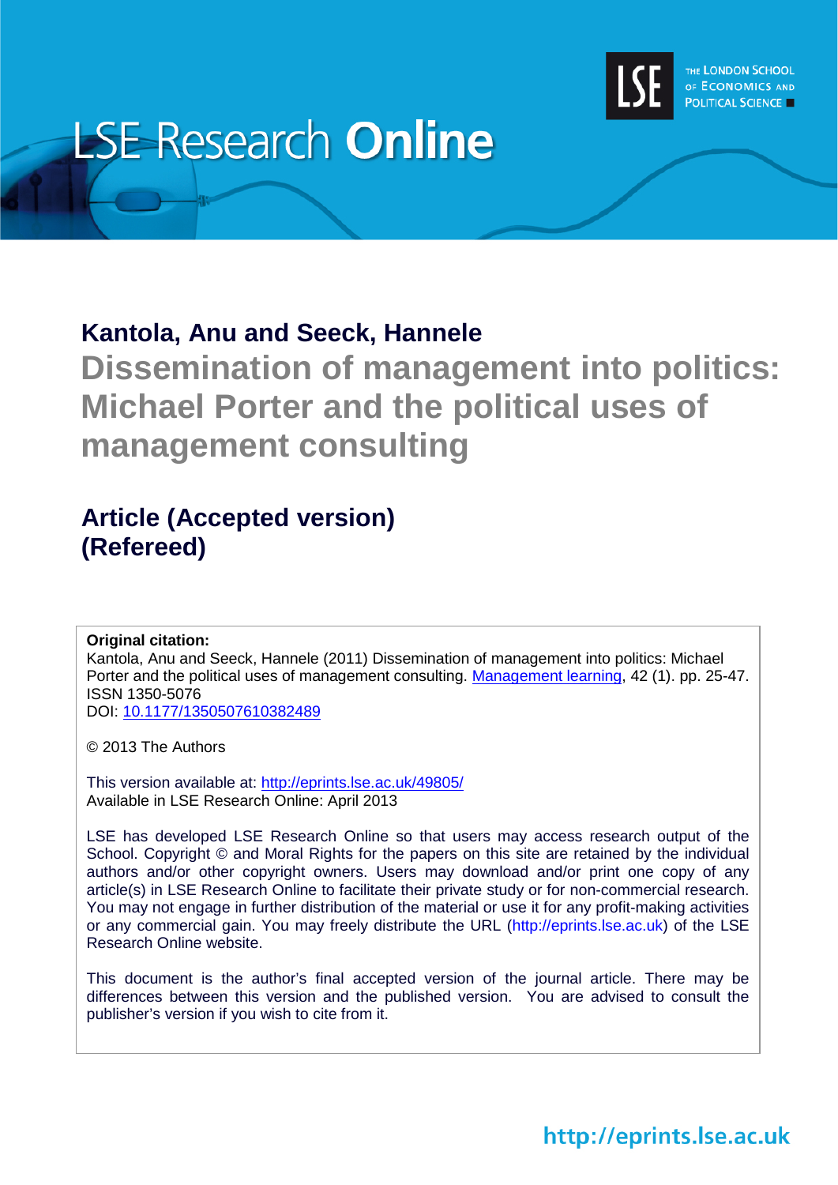LSE Research **Online**

THE LONDON SCHOOL OF ECONOMICS AND POLITICAL SCIENCE

## Kantola, Anu and Seeck, Hannele

# Dissemination of management into politics: Michael Porter and the political uses of management consulting

## Article (Accepted version) (Refereed)

**Original citation:**
Kantola, Anu and Seeck, Hannele (2011) Dissemination of management into politics: Michael Porter and the political uses of management consulting. Management learning, 42 (1). pp. 25-47. ISSN 1350-5076
DOI: 10.1177/1350507610382489

© 2013 The Authors

This version available at: http://eprints.lse.ac.uk/49805/
Available in LSE Research Online: April 2013

LSE has developed LSE Research Online so that users may access research output of the School. Copyright © and Moral Rights for the papers on this site are retained by the individual authors and/or other copyright owners. Users may download and/or print one copy of any article(s) in LSE Research Online to facilitate their private study or for non-commercial research. You may not engage in further distribution of the material or use it for any profit-making activities or any commercial gain. You may freely distribute the URL (http://eprints.lse.ac.uk) of the LSE Research Online website.

This document is the author's final accepted version of the journal article. There may be differences between this version and the published version. You are advised to consult the publisher's version if you wish to cite from it.

http://eprints.lse.ac.uk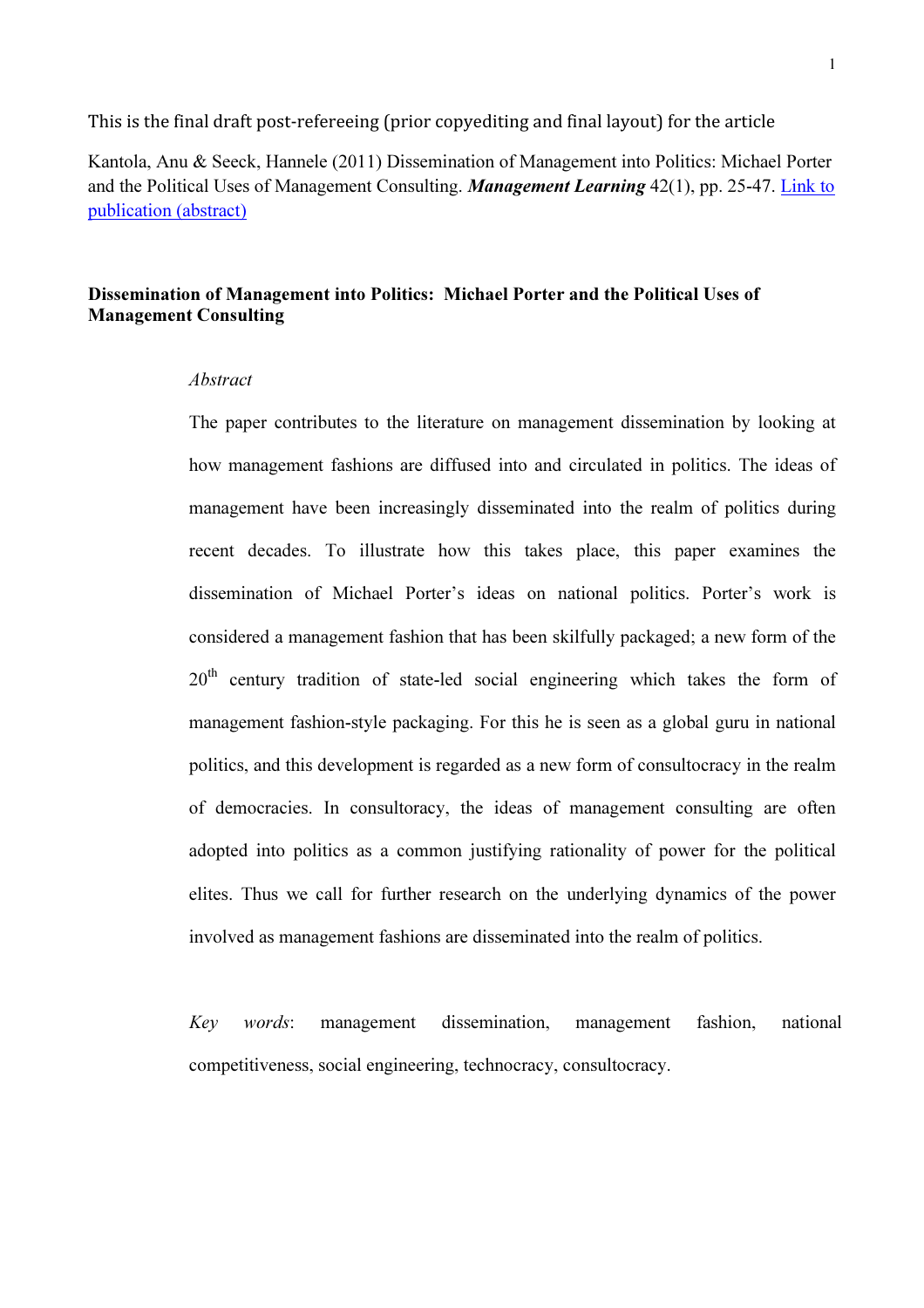This is the final draft post-refereeing (prior copyediting and final layout) for the article

Kantola, Anu & Seeck, Hannele (2011) Dissemination of Management into Politics: Michael Porter and the Political Uses of Management Consulting. ***Management Learning*** 42(1), pp. 25-47. [Link to publication (abstract)]

**Dissemination of Management into Politics: Michael Porter and the Political Uses of Management Consulting**

*Abstract*

The paper contributes to the literature on management dissemination by looking at how management fashions are diffused into and circulated in politics. The ideas of management have been increasingly disseminated into the realm of politics during recent decades. To illustrate how this takes place, this paper examines the dissemination of Michael Porter's ideas on national politics. Porter's work is considered a management fashion that has been skilfully packaged; a new form of the 20th century tradition of state-led social engineering which takes the form of management fashion-style packaging. For this he is seen as a global guru in national politics, and this development is regarded as a new form of consultocracy in the realm of democracies. In consultoracy, the ideas of management consulting are often adopted into politics as a common justifying rationality of power for the political elites. Thus we call for further research on the underlying dynamics of the power involved as management fashions are disseminated into the realm of politics.

*Key words*: management dissemination, management fashion, national competitiveness, social engineering, technocracy, consultocracy.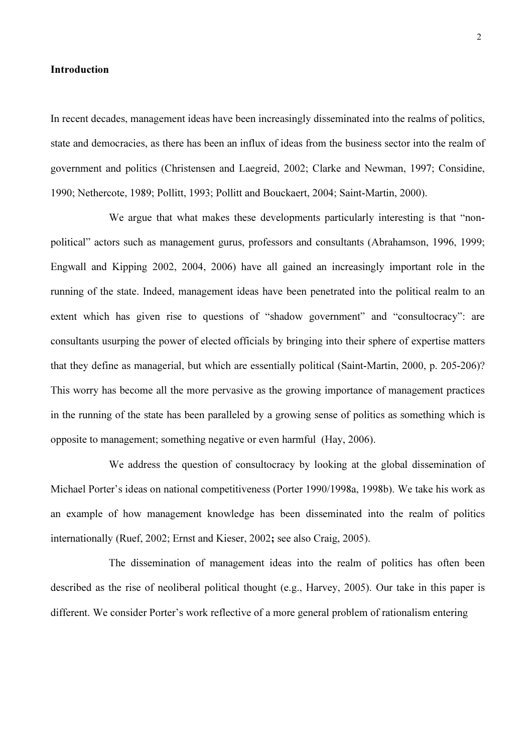## Introduction

In recent decades, management ideas have been increasingly disseminated into the realms of politics, state and democracies, as there has been an influx of ideas from the business sector into the realm of government and politics (Christensen and Laegreid, 2002; Clarke and Newman, 1997; Considine, 1990; Nethercote, 1989; Pollitt, 1993; Pollitt and Bouckaert, 2004; Saint-Martin, 2000).

We argue that what makes these developments particularly interesting is that "non-political" actors such as management gurus, professors and consultants (Abrahamson, 1996, 1999; Engwall and Kipping 2002, 2004, 2006) have all gained an increasingly important role in the running of the state. Indeed, management ideas have been penetrated into the political realm to an extent which has given rise to questions of "shadow government" and "consultocracy": are consultants usurping the power of elected officials by bringing into their sphere of expertise matters that they define as managerial, but which are essentially political (Saint-Martin, 2000, p. 205-206)? This worry has become all the more pervasive as the growing importance of management practices in the running of the state has been paralleled by a growing sense of politics as something which is opposite to management; something negative or even harmful (Hay, 2006).

We address the question of consultocracy by looking at the global dissemination of Michael Porter's ideas on national competitiveness (Porter 1990/1998a, 1998b). We take his work as an example of how management knowledge has been disseminated into the realm of politics internationally (Ruef, 2002; Ernst and Kieser, 2002**;** see also Craig, 2005).

The dissemination of management ideas into the realm of politics has often been described as the rise of neoliberal political thought (e.g., Harvey, 2005). Our take in this paper is different. We consider Porter's work reflective of a more general problem of rationalism entering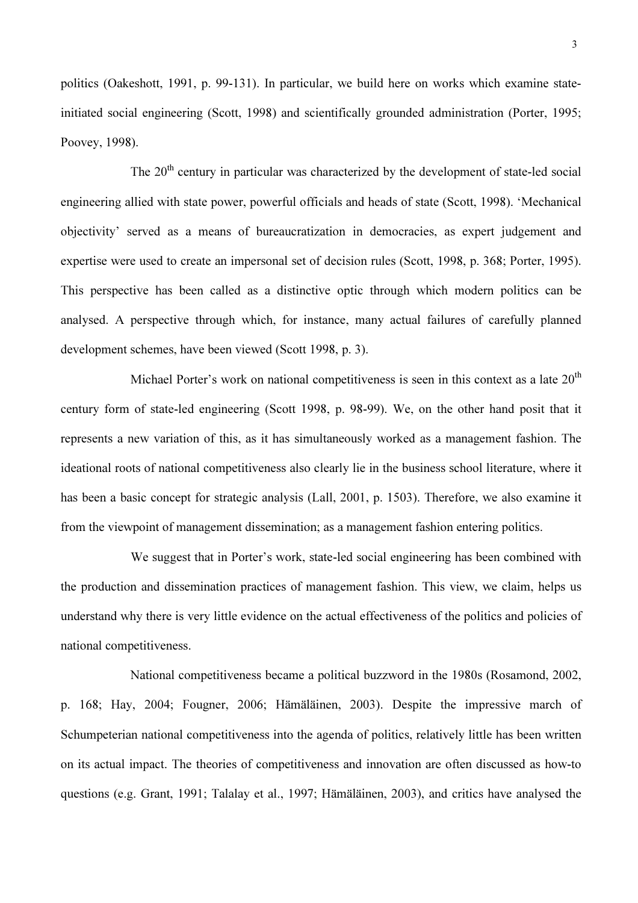politics (Oakeshott, 1991, p. 99-131). In particular, we build here on works which examine state-initiated social engineering (Scott, 1998) and scientifically grounded administration (Porter, 1995; Poovey, 1998).

The 20th century in particular was characterized by the development of state-led social engineering allied with state power, powerful officials and heads of state (Scott, 1998). 'Mechanical objectivity' served as a means of bureaucratization in democracies, as expert judgement and expertise were used to create an impersonal set of decision rules (Scott, 1998, p. 368; Porter, 1995). This perspective has been called as a distinctive optic through which modern politics can be analysed. A perspective through which, for instance, many actual failures of carefully planned development schemes, have been viewed (Scott 1998, p. 3).

Michael Porter's work on national competitiveness is seen in this context as a late 20th century form of state-led engineering (Scott 1998, p. 98-99). We, on the other hand posit that it represents a new variation of this, as it has simultaneously worked as a management fashion. The ideational roots of national competitiveness also clearly lie in the business school literature, where it has been a basic concept for strategic analysis (Lall, 2001, p. 1503). Therefore, we also examine it from the viewpoint of management dissemination; as a management fashion entering politics.

We suggest that in Porter's work, state-led social engineering has been combined with the production and dissemination practices of management fashion. This view, we claim, helps us understand why there is very little evidence on the actual effectiveness of the politics and policies of national competitiveness.

National competitiveness became a political buzzword in the 1980s (Rosamond, 2002, p. 168; Hay, 2004; Fougner, 2006; Hämäläinen, 2003). Despite the impressive march of Schumpeterian national competitiveness into the agenda of politics, relatively little has been written on its actual impact. The theories of competitiveness and innovation are often discussed as how-to questions (e.g. Grant, 1991; Talalay et al., 1997; Hämäläinen, 2003), and critics have analysed the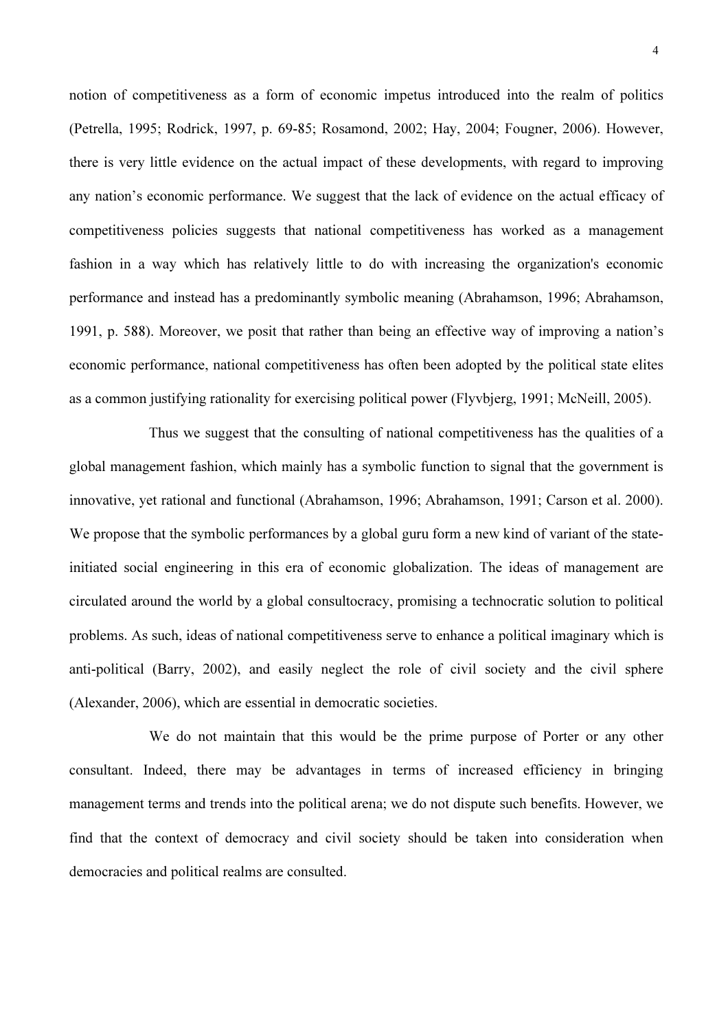notion of competitiveness as a form of economic impetus introduced into the realm of politics (Petrella, 1995; Rodrick, 1997, p. 69-85; Rosamond, 2002; Hay, 2004; Fougner, 2006). However, there is very little evidence on the actual impact of these developments, with regard to improving any nation's economic performance. We suggest that the lack of evidence on the actual efficacy of competitiveness policies suggests that national competitiveness has worked as a management fashion in a way which has relatively little to do with increasing the organization's economic performance and instead has a predominantly symbolic meaning (Abrahamson, 1996; Abrahamson, 1991, p. 588). Moreover, we posit that rather than being an effective way of improving a nation's economic performance, national competitiveness has often been adopted by the political state elites as a common justifying rationality for exercising political power (Flyvbjerg, 1991; McNeill, 2005).

Thus we suggest that the consulting of national competitiveness has the qualities of a global management fashion, which mainly has a symbolic function to signal that the government is innovative, yet rational and functional (Abrahamson, 1996; Abrahamson, 1991; Carson et al. 2000). We propose that the symbolic performances by a global guru form a new kind of variant of the state-initiated social engineering in this era of economic globalization. The ideas of management are circulated around the world by a global consultocracy, promising a technocratic solution to political problems. As such, ideas of national competitiveness serve to enhance a political imaginary which is anti-political (Barry, 2002), and easily neglect the role of civil society and the civil sphere (Alexander, 2006), which are essential in democratic societies.

We do not maintain that this would be the prime purpose of Porter or any other consultant. Indeed, there may be advantages in terms of increased efficiency in bringing management terms and trends into the political arena; we do not dispute such benefits. However, we find that the context of democracy and civil society should be taken into consideration when democracies and political realms are consulted.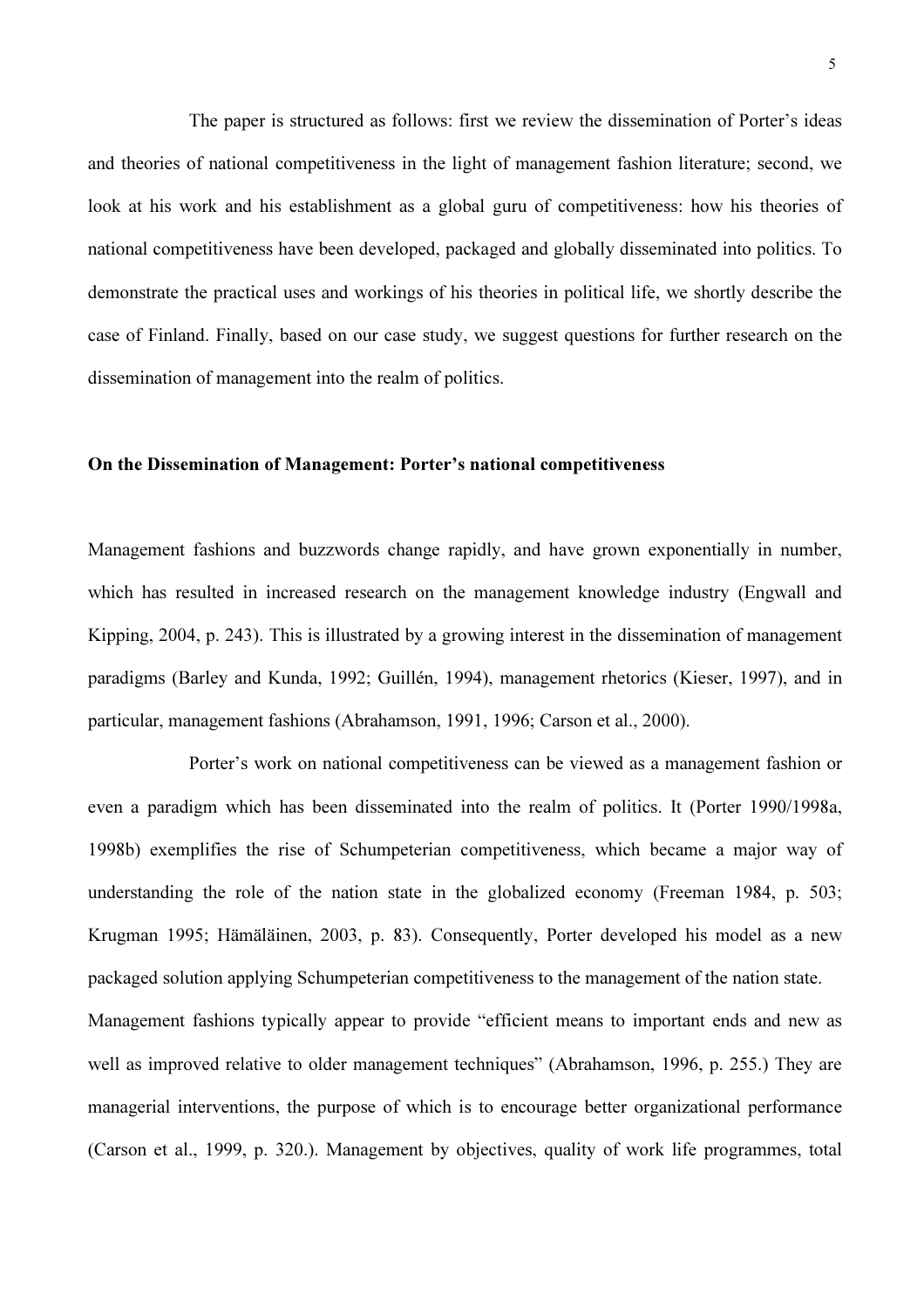The paper is structured as follows: first we review the dissemination of Porter's ideas and theories of national competitiveness in the light of management fashion literature; second, we look at his work and his establishment as a global guru of competitiveness: how his theories of national competitiveness have been developed, packaged and globally disseminated into politics. To demonstrate the practical uses and workings of his theories in political life, we shortly describe the case of Finland. Finally, based on our case study, we suggest questions for further research on the dissemination of management into the realm of politics.

## On the Dissemination of Management: Porter's national competitiveness

Management fashions and buzzwords change rapidly, and have grown exponentially in number, which has resulted in increased research on the management knowledge industry (Engwall and Kipping, 2004, p. 243). This is illustrated by a growing interest in the dissemination of management paradigms (Barley and Kunda, 1992; Guillén, 1994), management rhetorics (Kieser, 1997), and in particular, management fashions (Abrahamson, 1991, 1996; Carson et al., 2000).

Porter's work on national competitiveness can be viewed as a management fashion or even a paradigm which has been disseminated into the realm of politics. It (Porter 1990/1998a, 1998b) exemplifies the rise of Schumpeterian competitiveness, which became a major way of understanding the role of the nation state in the globalized economy (Freeman 1984, p. 503; Krugman 1995; Hämäläinen, 2003, p. 83). Consequently, Porter developed his model as a new packaged solution applying Schumpeterian competitiveness to the management of the nation state.

Management fashions typically appear to provide "efficient means to important ends and new as well as improved relative to older management techniques" (Abrahamson, 1996, p. 255.) They are managerial interventions, the purpose of which is to encourage better organizational performance (Carson et al., 1999, p. 320.). Management by objectives, quality of work life programmes, total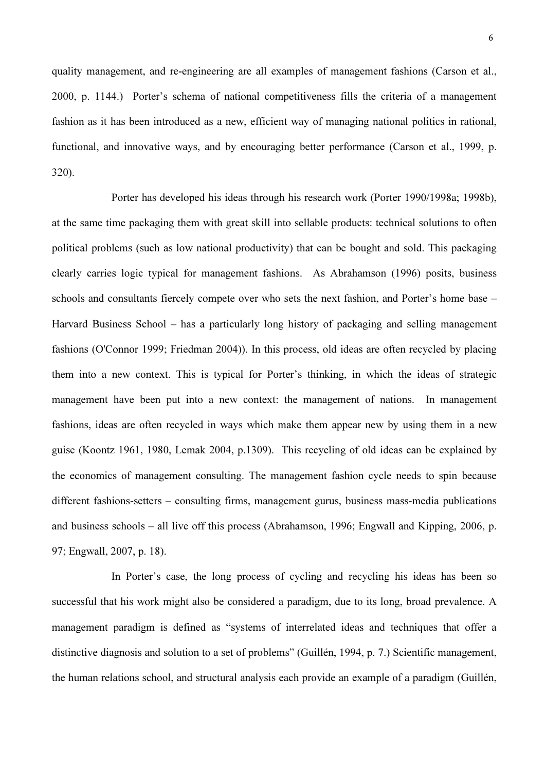quality management, and re-engineering are all examples of management fashions (Carson et al., 2000, p. 1144.) Porter's schema of national competitiveness fills the criteria of a management fashion as it has been introduced as a new, efficient way of managing national politics in rational, functional, and innovative ways, and by encouraging better performance (Carson et al., 1999, p. 320).

Porter has developed his ideas through his research work (Porter 1990/1998a; 1998b), at the same time packaging them with great skill into sellable products: technical solutions to often political problems (such as low national productivity) that can be bought and sold. This packaging clearly carries logic typical for management fashions. As Abrahamson (1996) posits, business schools and consultants fiercely compete over who sets the next fashion, and Porter's home base – Harvard Business School – has a particularly long history of packaging and selling management fashions (O'Connor 1999; Friedman 2004)). In this process, old ideas are often recycled by placing them into a new context. This is typical for Porter's thinking, in which the ideas of strategic management have been put into a new context: the management of nations. In management fashions, ideas are often recycled in ways which make them appear new by using them in a new guise (Koontz 1961, 1980, Lemak 2004, p.1309). This recycling of old ideas can be explained by the economics of management consulting. The management fashion cycle needs to spin because different fashions-setters – consulting firms, management gurus, business mass-media publications and business schools – all live off this process (Abrahamson, 1996; Engwall and Kipping, 2006, p. 97; Engwall, 2007, p. 18).

In Porter's case, the long process of cycling and recycling his ideas has been so successful that his work might also be considered a paradigm, due to its long, broad prevalence. A management paradigm is defined as "systems of interrelated ideas and techniques that offer a distinctive diagnosis and solution to a set of problems" (Guillén, 1994, p. 7.) Scientific management, the human relations school, and structural analysis each provide an example of a paradigm (Guillén,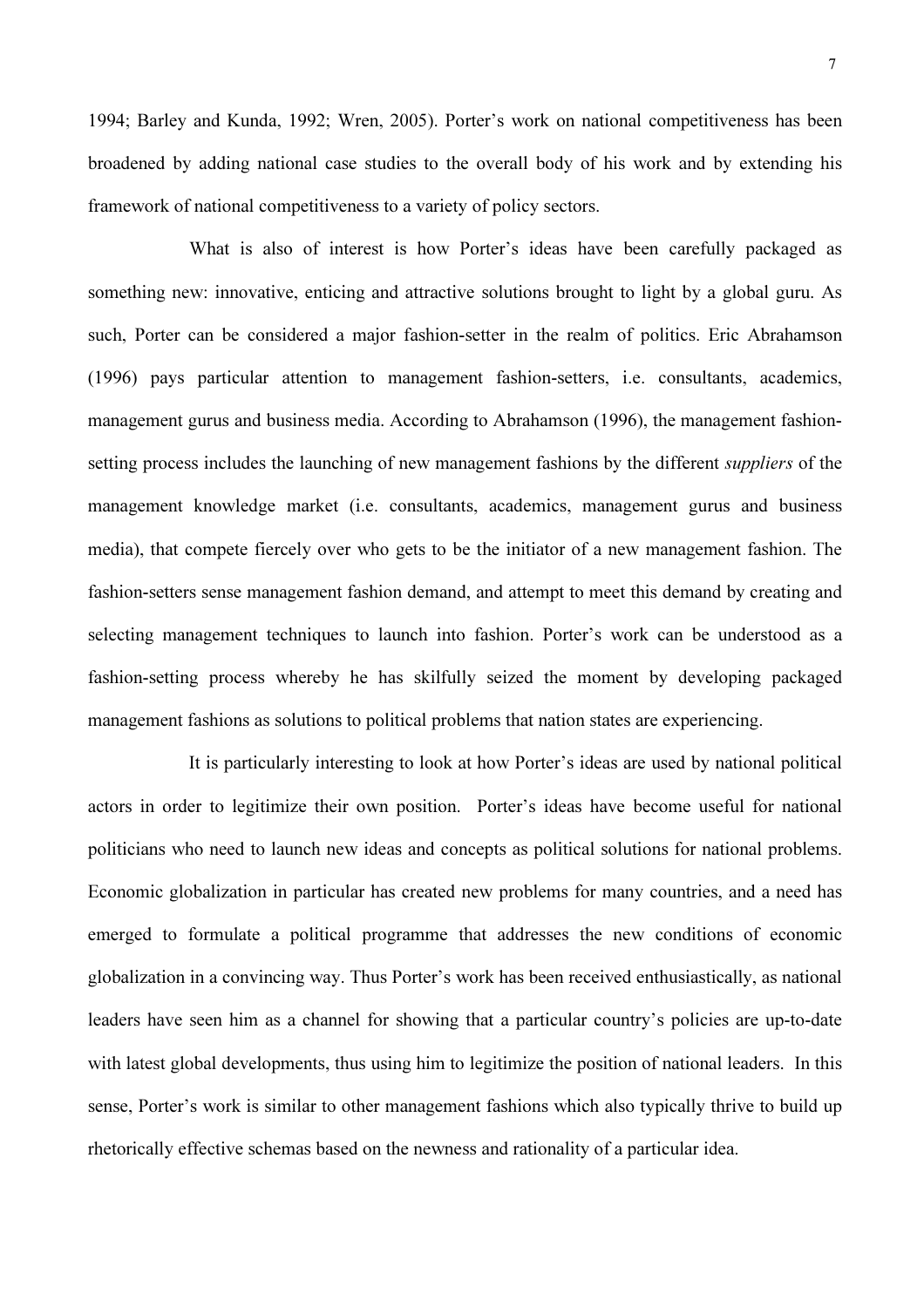1994; Barley and Kunda, 1992; Wren, 2005). Porter's work on national competitiveness has been broadened by adding national case studies to the overall body of his work and by extending his framework of national competitiveness to a variety of policy sectors.

What is also of interest is how Porter's ideas have been carefully packaged as something new: innovative, enticing and attractive solutions brought to light by a global guru. As such, Porter can be considered a major fashion-setter in the realm of politics. Eric Abrahamson (1996) pays particular attention to management fashion-setters, i.e. consultants, academics, management gurus and business media. According to Abrahamson (1996), the management fashion-setting process includes the launching of new management fashions by the different *suppliers* of the management knowledge market (i.e. consultants, academics, management gurus and business media), that compete fiercely over who gets to be the initiator of a new management fashion. The fashion-setters sense management fashion demand, and attempt to meet this demand by creating and selecting management techniques to launch into fashion. Porter's work can be understood as a fashion-setting process whereby he has skilfully seized the moment by developing packaged management fashions as solutions to political problems that nation states are experiencing.

It is particularly interesting to look at how Porter's ideas are used by national political actors in order to legitimize their own position. Porter's ideas have become useful for national politicians who need to launch new ideas and concepts as political solutions for national problems. Economic globalization in particular has created new problems for many countries, and a need has emerged to formulate a political programme that addresses the new conditions of economic globalization in a convincing way. Thus Porter's work has been received enthusiastically, as national leaders have seen him as a channel for showing that a particular country's policies are up-to-date with latest global developments, thus using him to legitimize the position of national leaders. In this sense, Porter's work is similar to other management fashions which also typically thrive to build up rhetorically effective schemas based on the newness and rationality of a particular idea.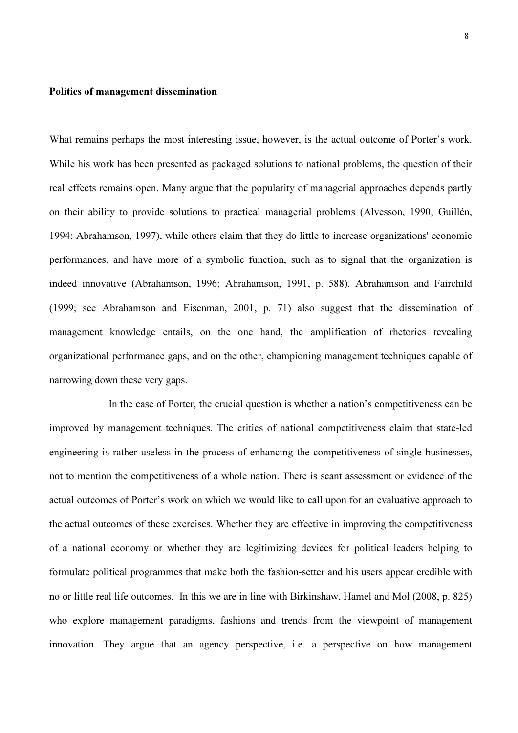**Politics of management dissemination**

What remains perhaps the most interesting issue, however, is the actual outcome of Porter's work. While his work has been presented as packaged solutions to national problems, the question of their real effects remains open. Many argue that the popularity of managerial approaches depends partly on their ability to provide solutions to practical managerial problems (Alvesson, 1990; Guillén, 1994; Abrahamson, 1997), while others claim that they do little to increase organizations' economic performances, and have more of a symbolic function, such as to signal that the organization is indeed innovative (Abrahamson, 1996; Abrahamson, 1991, p. 588). Abrahamson and Fairchild (1999; see Abrahamson and Eisenman, 2001, p. 71) also suggest that the dissemination of management knowledge entails, on the one hand, the amplification of rhetorics revealing organizational performance gaps, and on the other, championing management techniques capable of narrowing down these very gaps.

In the case of Porter, the crucial question is whether a nation's competitiveness can be improved by management techniques. The critics of national competitiveness claim that state-led engineering is rather useless in the process of enhancing the competitiveness of single businesses, not to mention the competitiveness of a whole nation. There is scant assessment or evidence of the actual outcomes of Porter's work on which we would like to call upon for an evaluative approach to the actual outcomes of these exercises. Whether they are effective in improving the competitiveness of a national economy or whether they are legitimizing devices for political leaders helping to formulate political programmes that make both the fashion-setter and his users appear credible with no or little real life outcomes. In this we are in line with Birkinshaw, Hamel and Mol (2008, p. 825) who explore management paradigms, fashions and trends from the viewpoint of management innovation. They argue that an agency perspective, i.e. a perspective on how management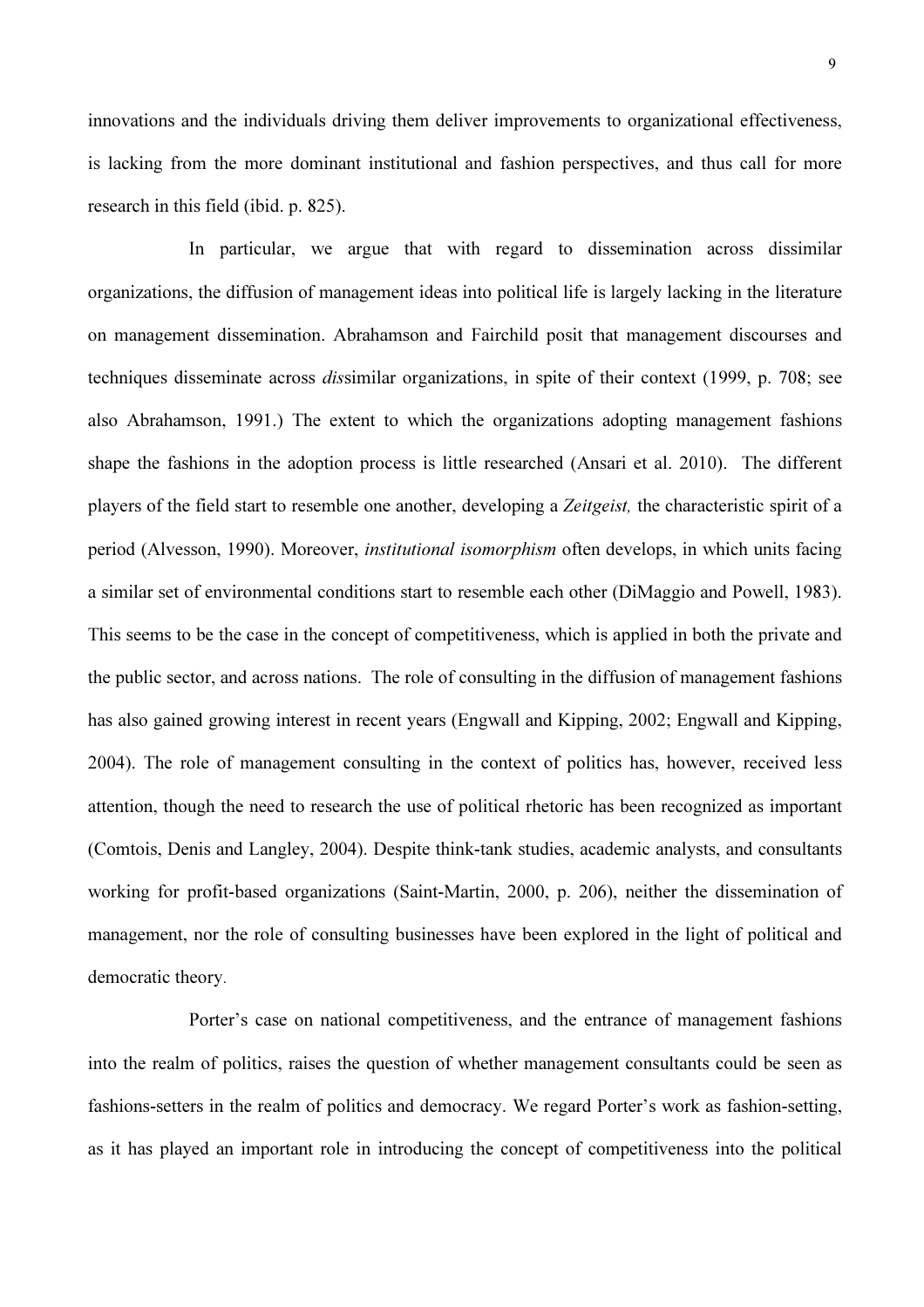innovations and the individuals driving them deliver improvements to organizational effectiveness, is lacking from the more dominant institutional and fashion perspectives, and thus call for more research in this field (ibid. p. 825).

In particular, we argue that with regard to dissemination across dissimilar organizations, the diffusion of management ideas into political life is largely lacking in the literature on management dissemination. Abrahamson and Fairchild posit that management discourses and techniques disseminate across *dis*similar organizations, in spite of their context (1999, p. 708; see also Abrahamson, 1991.) The extent to which the organizations adopting management fashions shape the fashions in the adoption process is little researched (Ansari et al. 2010). The different players of the field start to resemble one another, developing a *Zeitgeist,* the characteristic spirit of a period (Alvesson, 1990). Moreover, *institutional isomorphism* often develops, in which units facing a similar set of environmental conditions start to resemble each other (DiMaggio and Powell, 1983). This seems to be the case in the concept of competitiveness, which is applied in both the private and the public sector, and across nations. The role of consulting in the diffusion of management fashions has also gained growing interest in recent years (Engwall and Kipping, 2002; Engwall and Kipping, 2004). The role of management consulting in the context of politics has, however, received less attention, though the need to research the use of political rhetoric has been recognized as important (Comtois, Denis and Langley, 2004). Despite think-tank studies, academic analysts, and consultants working for profit-based organizations (Saint-Martin, 2000, p. 206), neither the dissemination of management, nor the role of consulting businesses have been explored in the light of political and democratic theory.

Porter's case on national competitiveness, and the entrance of management fashions into the realm of politics, raises the question of whether management consultants could be seen as fashions-setters in the realm of politics and democracy. We regard Porter's work as fashion-setting, as it has played an important role in introducing the concept of competitiveness into the political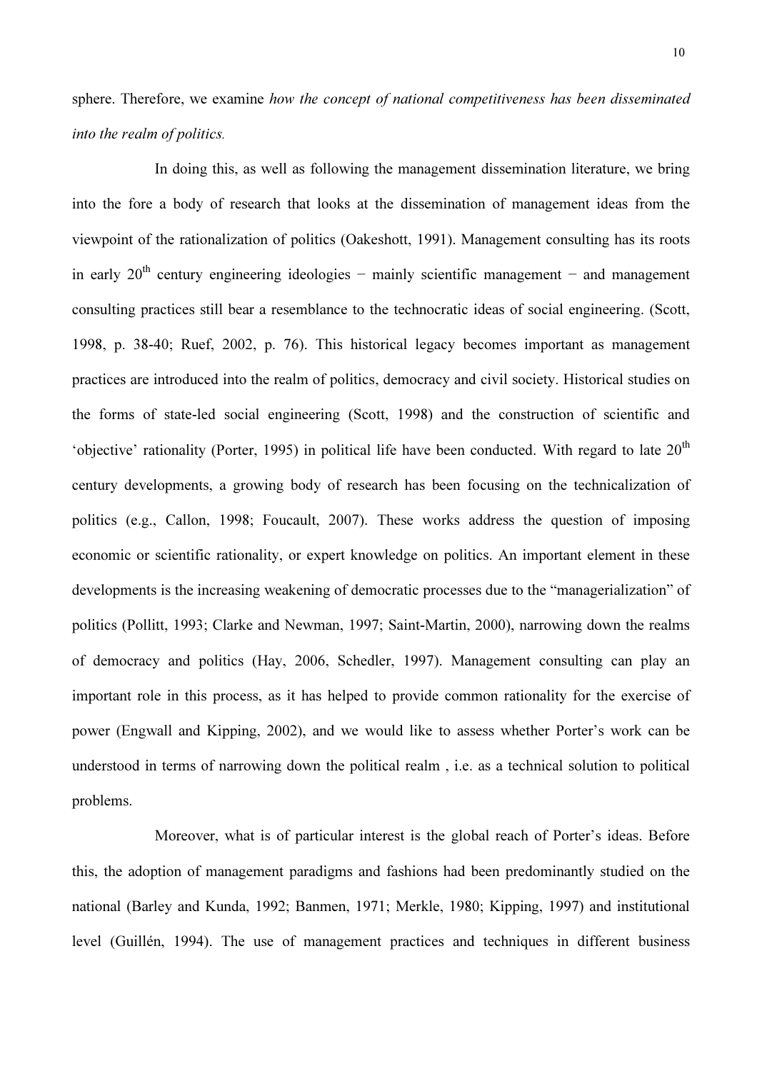sphere. Therefore, we examine *how the concept of national competitiveness has been disseminated into the realm of politics.*

In doing this, as well as following the management dissemination literature, we bring into the fore a body of research that looks at the dissemination of management ideas from the viewpoint of the rationalization of politics (Oakeshott, 1991). Management consulting has its roots in early 20th century engineering ideologies − mainly scientific management − and management consulting practices still bear a resemblance to the technocratic ideas of social engineering. (Scott, 1998, p. 38-40; Ruef, 2002, p. 76). This historical legacy becomes important as management practices are introduced into the realm of politics, democracy and civil society. Historical studies on the forms of state-led social engineering (Scott, 1998) and the construction of scientific and 'objective' rationality (Porter, 1995) in political life have been conducted. With regard to late 20th century developments, a growing body of research has been focusing on the technicalization of politics (e.g., Callon, 1998; Foucault, 2007). These works address the question of imposing economic or scientific rationality, or expert knowledge on politics. An important element in these developments is the increasing weakening of democratic processes due to the "managerialization" of politics (Pollitt, 1993; Clarke and Newman, 1997; Saint-Martin, 2000), narrowing down the realms of democracy and politics (Hay, 2006, Schedler, 1997). Management consulting can play an important role in this process, as it has helped to provide common rationality for the exercise of power (Engwall and Kipping, 2002), and we would like to assess whether Porter's work can be understood in terms of narrowing down the political realm , i.e. as a technical solution to political problems.

Moreover, what is of particular interest is the global reach of Porter's ideas. Before this, the adoption of management paradigms and fashions had been predominantly studied on the national (Barley and Kunda, 1992; Banmen, 1971; Merkle, 1980; Kipping, 1997) and institutional level (Guillén, 1994). The use of management practices and techniques in different business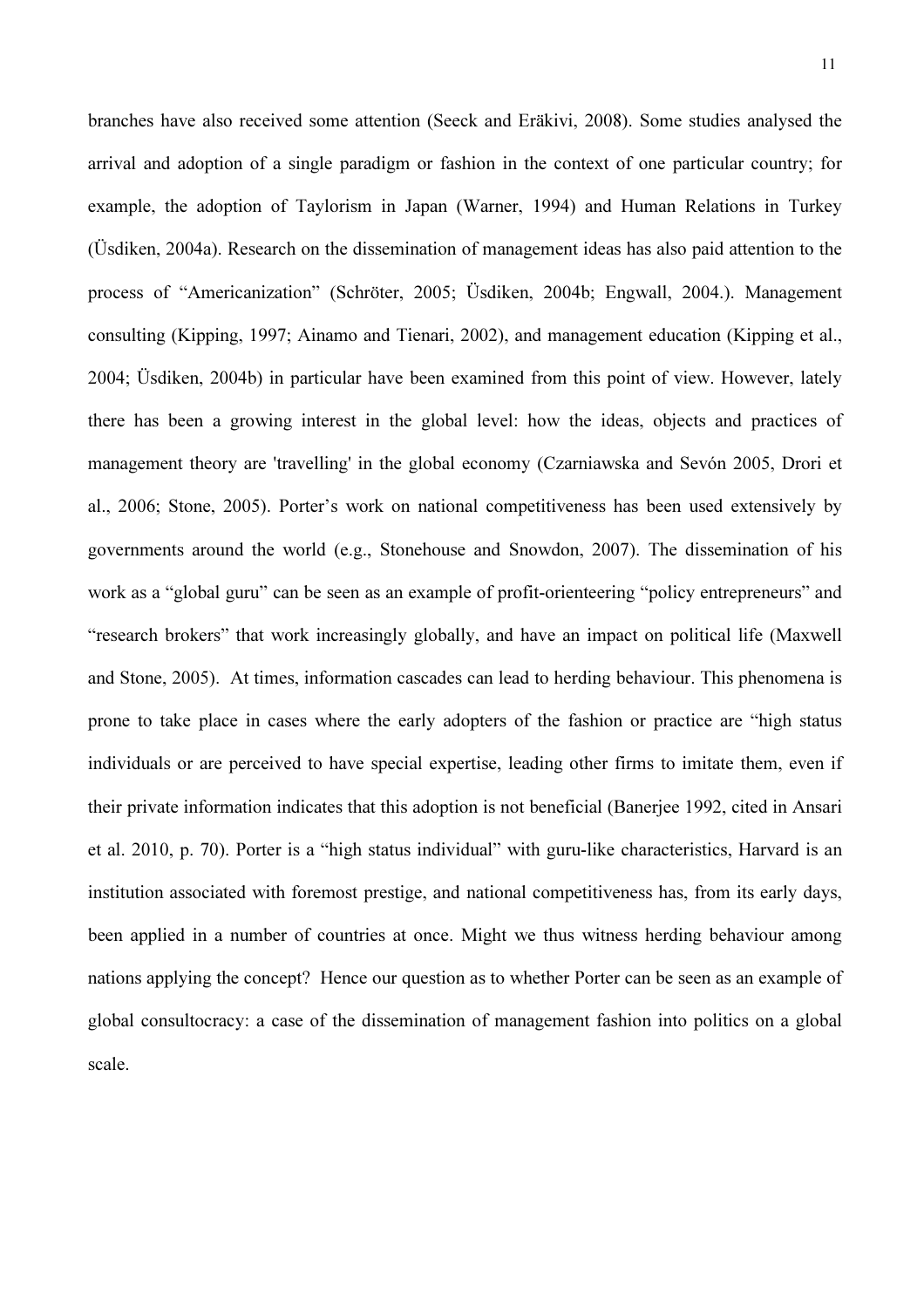branches have also received some attention (Seeck and Eräkivi, 2008). Some studies analysed the arrival and adoption of a single paradigm or fashion in the context of one particular country; for example, the adoption of Taylorism in Japan (Warner, 1994) and Human Relations in Turkey (Üsdiken, 2004a). Research on the dissemination of management ideas has also paid attention to the process of "Americanization" (Schröter, 2005; Üsdiken, 2004b; Engwall, 2004.). Management consulting (Kipping, 1997; Ainamo and Tienari, 2002), and management education (Kipping et al., 2004; Üsdiken, 2004b) in particular have been examined from this point of view. However, lately there has been a growing interest in the global level: how the ideas, objects and practices of management theory are 'travelling' in the global economy (Czarniawska and Sevón 2005, Drori et al., 2006; Stone, 2005). Porter's work on national competitiveness has been used extensively by governments around the world (e.g., Stonehouse and Snowdon, 2007). The dissemination of his work as a "global guru" can be seen as an example of profit-orienteering "policy entrepreneurs" and "research brokers" that work increasingly globally, and have an impact on political life (Maxwell and Stone, 2005). At times, information cascades can lead to herding behaviour. This phenomena is prone to take place in cases where the early adopters of the fashion or practice are "high status individuals or are perceived to have special expertise, leading other firms to imitate them, even if their private information indicates that this adoption is not beneficial (Banerjee 1992, cited in Ansari et al. 2010, p. 70). Porter is a "high status individual" with guru-like characteristics, Harvard is an institution associated with foremost prestige, and national competitiveness has, from its early days, been applied in a number of countries at once. Might we thus witness herding behaviour among nations applying the concept? Hence our question as to whether Porter can be seen as an example of global consultocracy: a case of the dissemination of management fashion into politics on a global scale.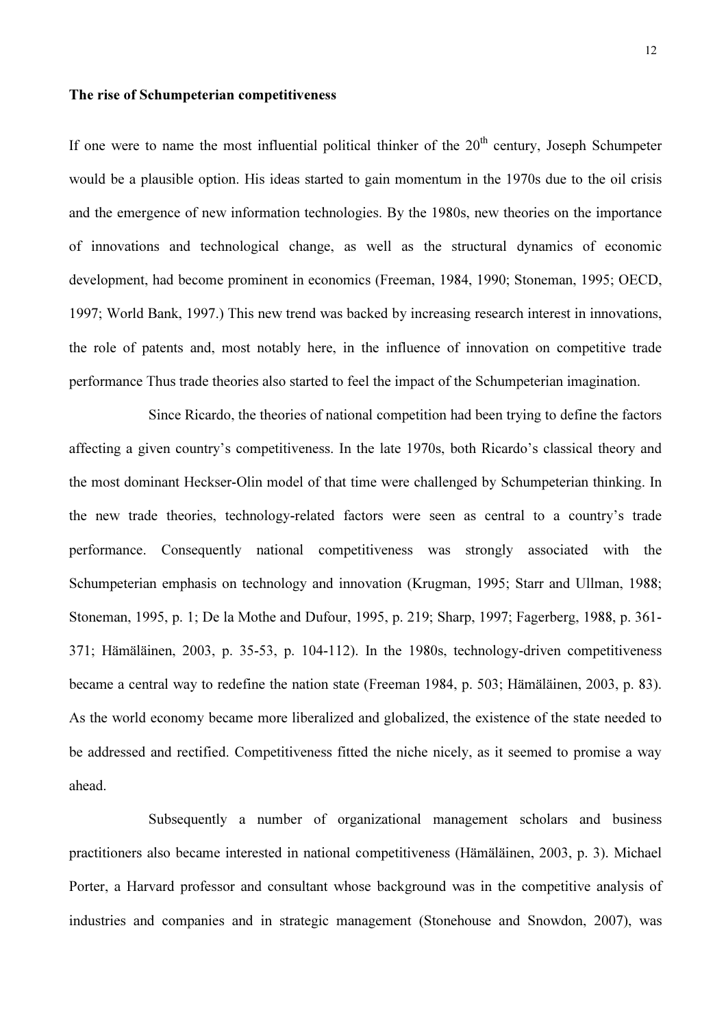**The rise of Schumpeterian competitiveness**

If one were to name the most influential political thinker of the 20th century, Joseph Schumpeter would be a plausible option. His ideas started to gain momentum in the 1970s due to the oil crisis and the emergence of new information technologies. By the 1980s, new theories on the importance of innovations and technological change, as well as the structural dynamics of economic development, had become prominent in economics (Freeman, 1984, 1990; Stoneman, 1995; OECD, 1997; World Bank, 1997.) This new trend was backed by increasing research interest in innovations, the role of patents and, most notably here, in the influence of innovation on competitive trade performance Thus trade theories also started to feel the impact of the Schumpeterian imagination.

Since Ricardo, the theories of national competition had been trying to define the factors affecting a given country's competitiveness. In the late 1970s, both Ricardo's classical theory and the most dominant Heckser-Olin model of that time were challenged by Schumpeterian thinking. In the new trade theories, technology-related factors were seen as central to a country's trade performance. Consequently national competitiveness was strongly associated with the Schumpeterian emphasis on technology and innovation (Krugman, 1995; Starr and Ullman, 1988; Stoneman, 1995, p. 1; De la Mothe and Dufour, 1995, p. 219; Sharp, 1997; Fagerberg, 1988, p. 361-371; Hämäläinen, 2003, p. 35-53, p. 104-112). In the 1980s, technology-driven competitiveness became a central way to redefine the nation state (Freeman 1984, p. 503; Hämäläinen, 2003, p. 83). As the world economy became more liberalized and globalized, the existence of the state needed to be addressed and rectified. Competitiveness fitted the niche nicely, as it seemed to promise a way ahead.

Subsequently a number of organizational management scholars and business practitioners also became interested in national competitiveness (Hämäläinen, 2003, p. 3). Michael Porter, a Harvard professor and consultant whose background was in the competitive analysis of industries and companies and in strategic management (Stonehouse and Snowdon, 2007), was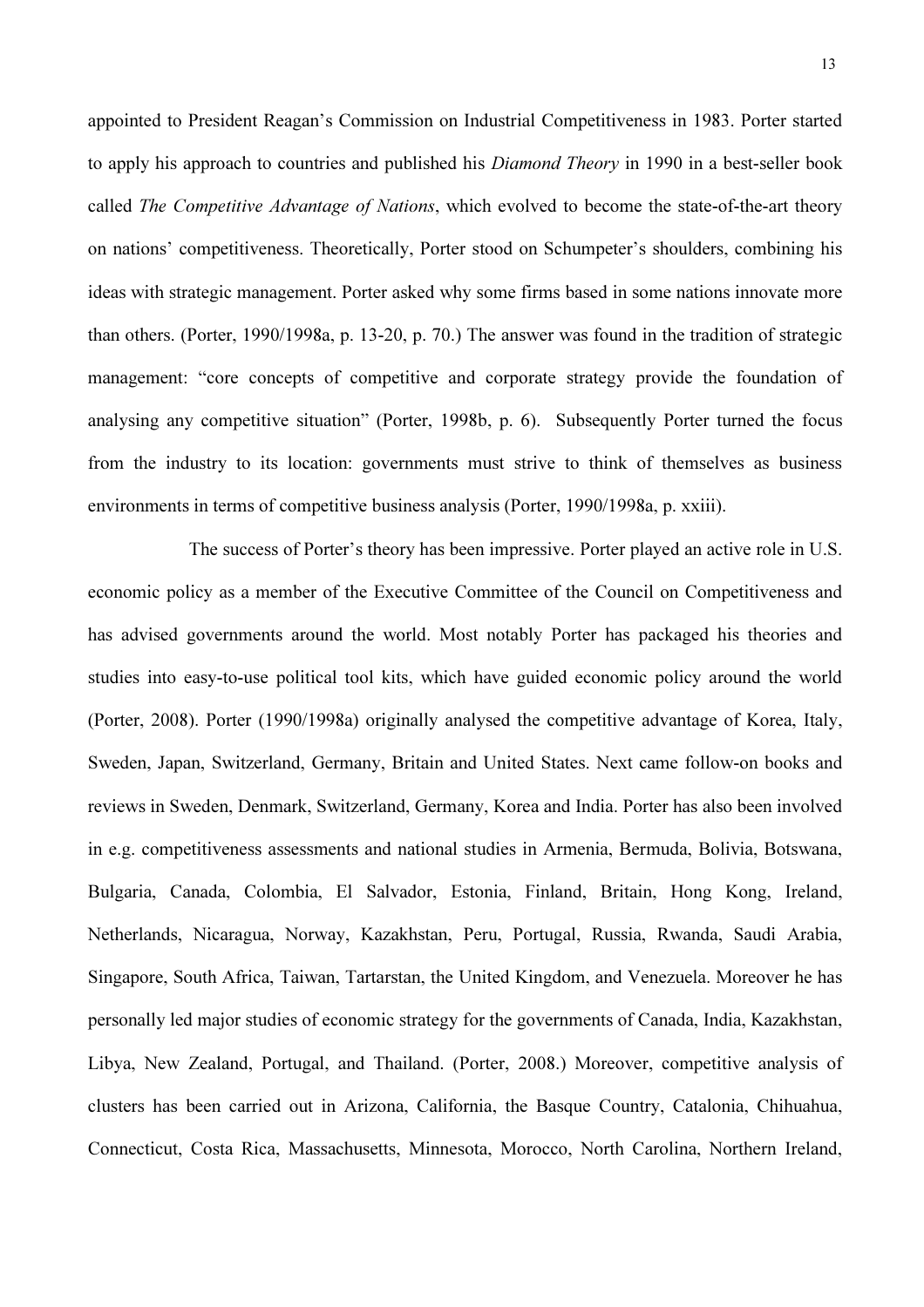appointed to President Reagan's Commission on Industrial Competitiveness in 1983. Porter started to apply his approach to countries and published his *Diamond Theory* in 1990 in a best-seller book called *The Competitive Advantage of Nations*, which evolved to become the state-of-the-art theory on nations' competitiveness. Theoretically, Porter stood on Schumpeter's shoulders, combining his ideas with strategic management. Porter asked why some firms based in some nations innovate more than others. (Porter, 1990/1998a, p. 13-20, p. 70.) The answer was found in the tradition of strategic management: "core concepts of competitive and corporate strategy provide the foundation of analysing any competitive situation" (Porter, 1998b, p. 6). Subsequently Porter turned the focus from the industry to its location: governments must strive to think of themselves as business environments in terms of competitive business analysis (Porter, 1990/1998a, p. xxiii).

The success of Porter's theory has been impressive. Porter played an active role in U.S. economic policy as a member of the Executive Committee of the Council on Competitiveness and has advised governments around the world. Most notably Porter has packaged his theories and studies into easy-to-use political tool kits, which have guided economic policy around the world (Porter, 2008). Porter (1990/1998a) originally analysed the competitive advantage of Korea, Italy, Sweden, Japan, Switzerland, Germany, Britain and United States. Next came follow-on books and reviews in Sweden, Denmark, Switzerland, Germany, Korea and India. Porter has also been involved in e.g. competitiveness assessments and national studies in Armenia, Bermuda, Bolivia, Botswana, Bulgaria, Canada, Colombia, El Salvador, Estonia, Finland, Britain, Hong Kong, Ireland, Netherlands, Nicaragua, Norway, Kazakhstan, Peru, Portugal, Russia, Rwanda, Saudi Arabia, Singapore, South Africa, Taiwan, Tartarstan, the United Kingdom, and Venezuela. Moreover he has personally led major studies of economic strategy for the governments of Canada, India, Kazakhstan, Libya, New Zealand, Portugal, and Thailand. (Porter, 2008.) Moreover, competitive analysis of clusters has been carried out in Arizona, California, the Basque Country, Catalonia, Chihuahua, Connecticut, Costa Rica, Massachusetts, Minnesota, Morocco, North Carolina, Northern Ireland,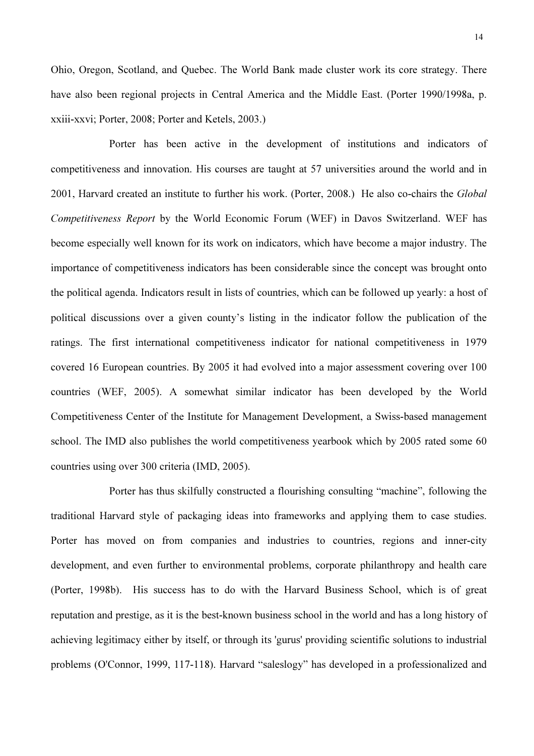Ohio, Oregon, Scotland, and Quebec. The World Bank made cluster work its core strategy. There have also been regional projects in Central America and the Middle East. (Porter 1990/1998a, p. xxiii-xxvi; Porter, 2008; Porter and Ketels, 2003.)

Porter has been active in the development of institutions and indicators of competitiveness and innovation. His courses are taught at 57 universities around the world and in 2001, Harvard created an institute to further his work. (Porter, 2008.) He also co-chairs the *Global Competitiveness Report* by the World Economic Forum (WEF) in Davos Switzerland. WEF has become especially well known for its work on indicators, which have become a major industry. The importance of competitiveness indicators has been considerable since the concept was brought onto the political agenda. Indicators result in lists of countries, which can be followed up yearly: a host of political discussions over a given county's listing in the indicator follow the publication of the ratings. The first international competitiveness indicator for national competitiveness in 1979 covered 16 European countries. By 2005 it had evolved into a major assessment covering over 100 countries (WEF, 2005). A somewhat similar indicator has been developed by the World Competitiveness Center of the Institute for Management Development, a Swiss-based management school. The IMD also publishes the world competitiveness yearbook which by 2005 rated some 60 countries using over 300 criteria (IMD, 2005).

Porter has thus skilfully constructed a flourishing consulting "machine", following the traditional Harvard style of packaging ideas into frameworks and applying them to case studies. Porter has moved on from companies and industries to countries, regions and inner-city development, and even further to environmental problems, corporate philanthropy and health care (Porter, 1998b). His success has to do with the Harvard Business School, which is of great reputation and prestige, as it is the best-known business school in the world and has a long history of achieving legitimacy either by itself, or through its 'gurus' providing scientific solutions to industrial problems (O'Connor, 1999, 117-118). Harvard "saleslogy" has developed in a professionalized and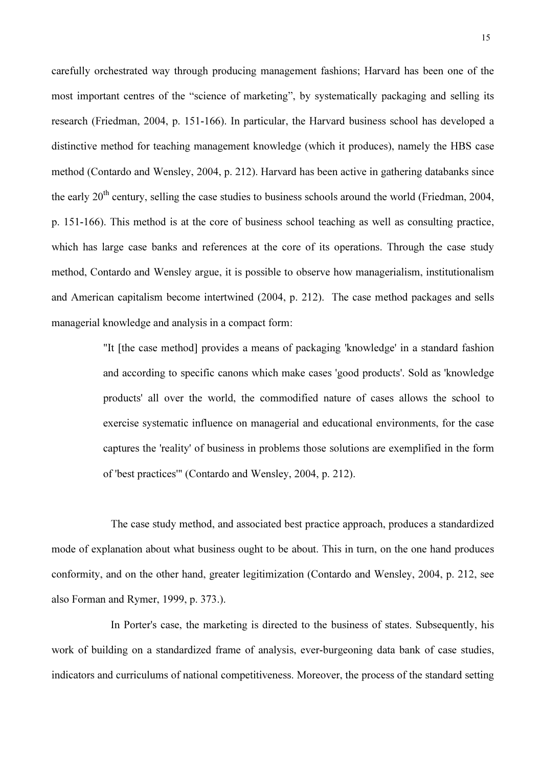carefully orchestrated way through producing management fashions; Harvard has been one of the most important centres of the “science of marketing”, by systematically packaging and selling its research (Friedman, 2004, p. 151-166). In particular, the Harvard business school has developed a distinctive method for teaching management knowledge (which it produces), namely the HBS case method (Contardo and Wensley, 2004, p. 212). Harvard has been active in gathering databanks since the early 20th century, selling the case studies to business schools around the world (Friedman, 2004, p. 151-166). This method is at the core of business school teaching as well as consulting practice, which has large case banks and references at the core of its operations. Through the case study method, Contardo and Wensley argue, it is possible to observe how managerialism, institutionalism and American capitalism become intertwined (2004, p. 212). The case method packages and sells managerial knowledge and analysis in a compact form:

> "It [the case method] provides a means of packaging 'knowledge' in a standard fashion and according to specific canons which make cases 'good products'. Sold as 'knowledge products' all over the world, the commodified nature of cases allows the school to exercise systematic influence on managerial and educational environments, for the case captures the 'reality' of business in problems those solutions are exemplified in the form of 'best practices'" (Contardo and Wensley, 2004, p. 212).

The case study method, and associated best practice approach, produces a standardized mode of explanation about what business ought to be about. This in turn, on the one hand produces conformity, and on the other hand, greater legitimization (Contardo and Wensley, 2004, p. 212, see also Forman and Rymer, 1999, p. 373.).

In Porter's case, the marketing is directed to the business of states. Subsequently, his work of building on a standardized frame of analysis, ever-burgeoning data bank of case studies, indicators and curriculums of national competitiveness. Moreover, the process of the standard setting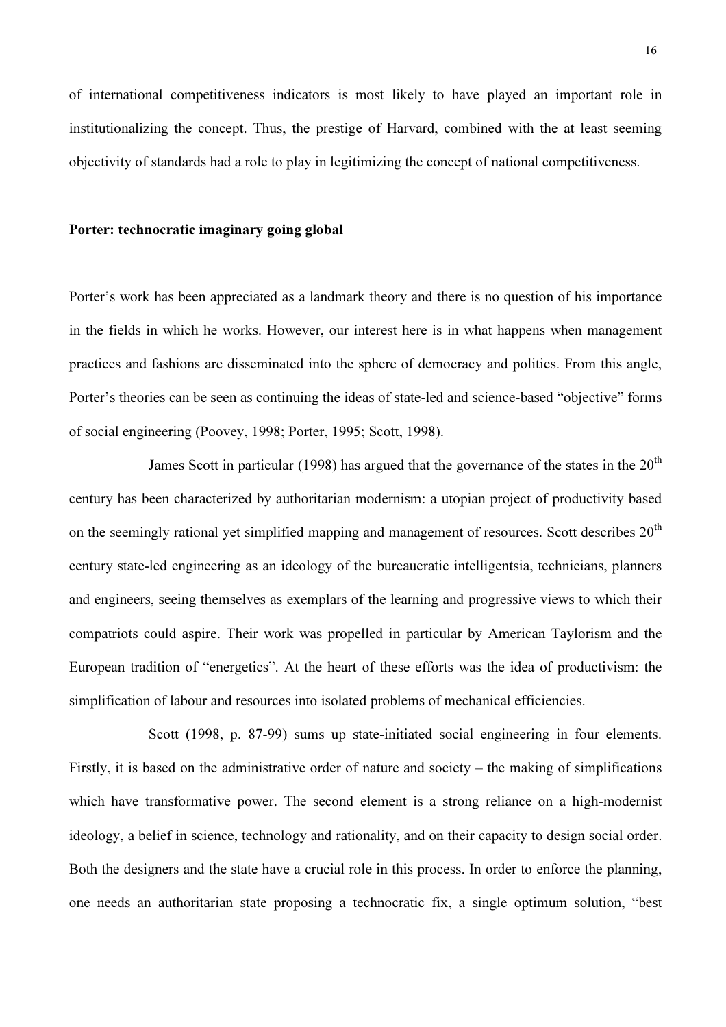of international competitiveness indicators is most likely to have played an important role in institutionalizing the concept. Thus, the prestige of Harvard, combined with the at least seeming objectivity of standards had a role to play in legitimizing the concept of national competitiveness.

## Porter: technocratic imaginary going global

Porter's work has been appreciated as a landmark theory and there is no question of his importance in the fields in which he works. However, our interest here is in what happens when management practices and fashions are disseminated into the sphere of democracy and politics. From this angle, Porter's theories can be seen as continuing the ideas of state-led and science-based "objective" forms of social engineering (Poovey, 1998; Porter, 1995; Scott, 1998).

James Scott in particular (1998) has argued that the governance of the states in the 20th century has been characterized by authoritarian modernism: a utopian project of productivity based on the seemingly rational yet simplified mapping and management of resources. Scott describes 20th century state-led engineering as an ideology of the bureaucratic intelligentsia, technicians, planners and engineers, seeing themselves as exemplars of the learning and progressive views to which their compatriots could aspire. Their work was propelled in particular by American Taylorism and the European tradition of "energetics". At the heart of these efforts was the idea of productivism: the simplification of labour and resources into isolated problems of mechanical efficiencies.

Scott (1998, p. 87-99) sums up state-initiated social engineering in four elements. Firstly, it is based on the administrative order of nature and society – the making of simplifications which have transformative power. The second element is a strong reliance on a high-modernist ideology, a belief in science, technology and rationality, and on their capacity to design social order. Both the designers and the state have a crucial role in this process. In order to enforce the planning, one needs an authoritarian state proposing a technocratic fix, a single optimum solution, "best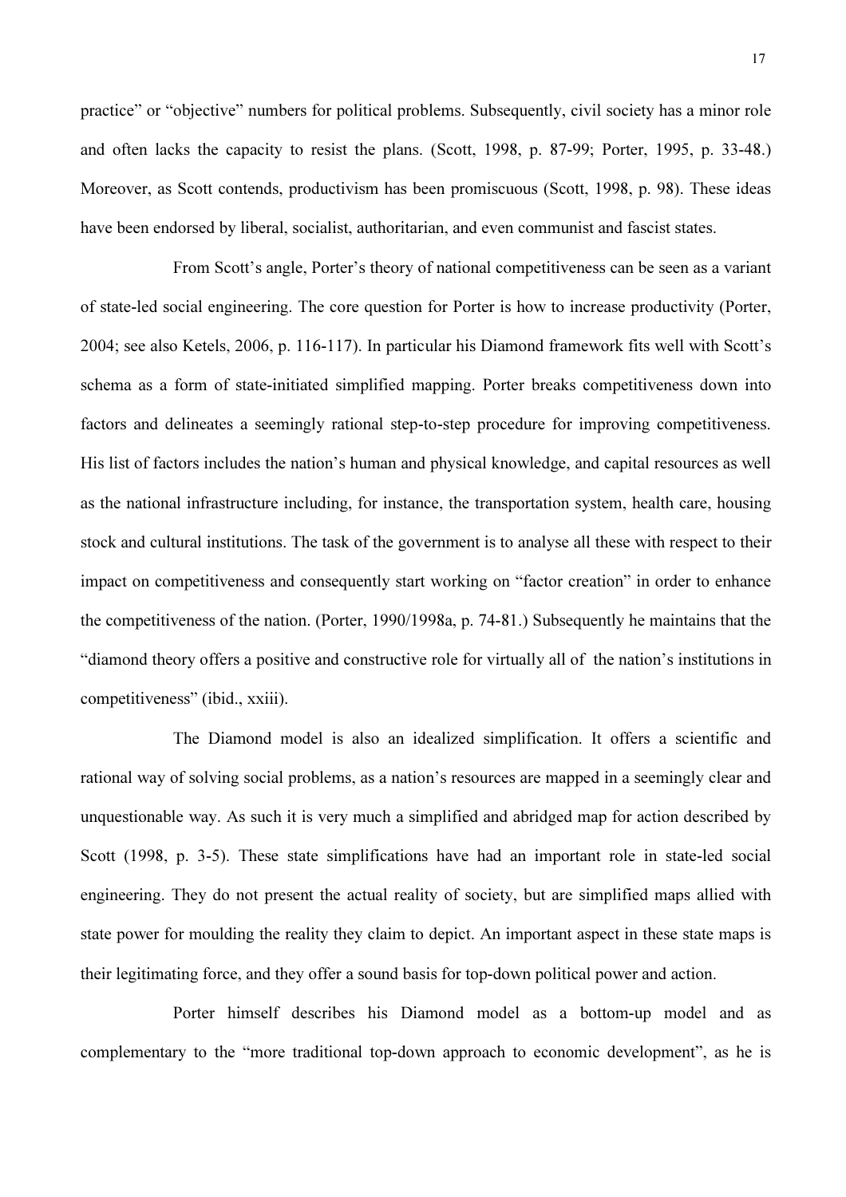practice" or "objective" numbers for political problems. Subsequently, civil society has a minor role and often lacks the capacity to resist the plans. (Scott, 1998, p. 87-99; Porter, 1995, p. 33-48.) Moreover, as Scott contends, productivism has been promiscuous (Scott, 1998, p. 98). These ideas have been endorsed by liberal, socialist, authoritarian, and even communist and fascist states.

From Scott's angle, Porter's theory of national competitiveness can be seen as a variant of state-led social engineering. The core question for Porter is how to increase productivity (Porter, 2004; see also Ketels, 2006, p. 116-117). In particular his Diamond framework fits well with Scott's schema as a form of state-initiated simplified mapping. Porter breaks competitiveness down into factors and delineates a seemingly rational step-to-step procedure for improving competitiveness. His list of factors includes the nation's human and physical knowledge, and capital resources as well as the national infrastructure including, for instance, the transportation system, health care, housing stock and cultural institutions. The task of the government is to analyse all these with respect to their impact on competitiveness and consequently start working on "factor creation" in order to enhance the competitiveness of the nation. (Porter, 1990/1998a, p. 74-81.) Subsequently he maintains that the "diamond theory offers a positive and constructive role for virtually all of the nation's institutions in competitiveness" (ibid., xxiii).

The Diamond model is also an idealized simplification. It offers a scientific and rational way of solving social problems, as a nation's resources are mapped in a seemingly clear and unquestionable way. As such it is very much a simplified and abridged map for action described by Scott (1998, p. 3-5). These state simplifications have had an important role in state-led social engineering. They do not present the actual reality of society, but are simplified maps allied with state power for moulding the reality they claim to depict. An important aspect in these state maps is their legitimating force, and they offer a sound basis for top-down political power and action.

Porter himself describes his Diamond model as a bottom-up model and as complementary to the "more traditional top-down approach to economic development", as he is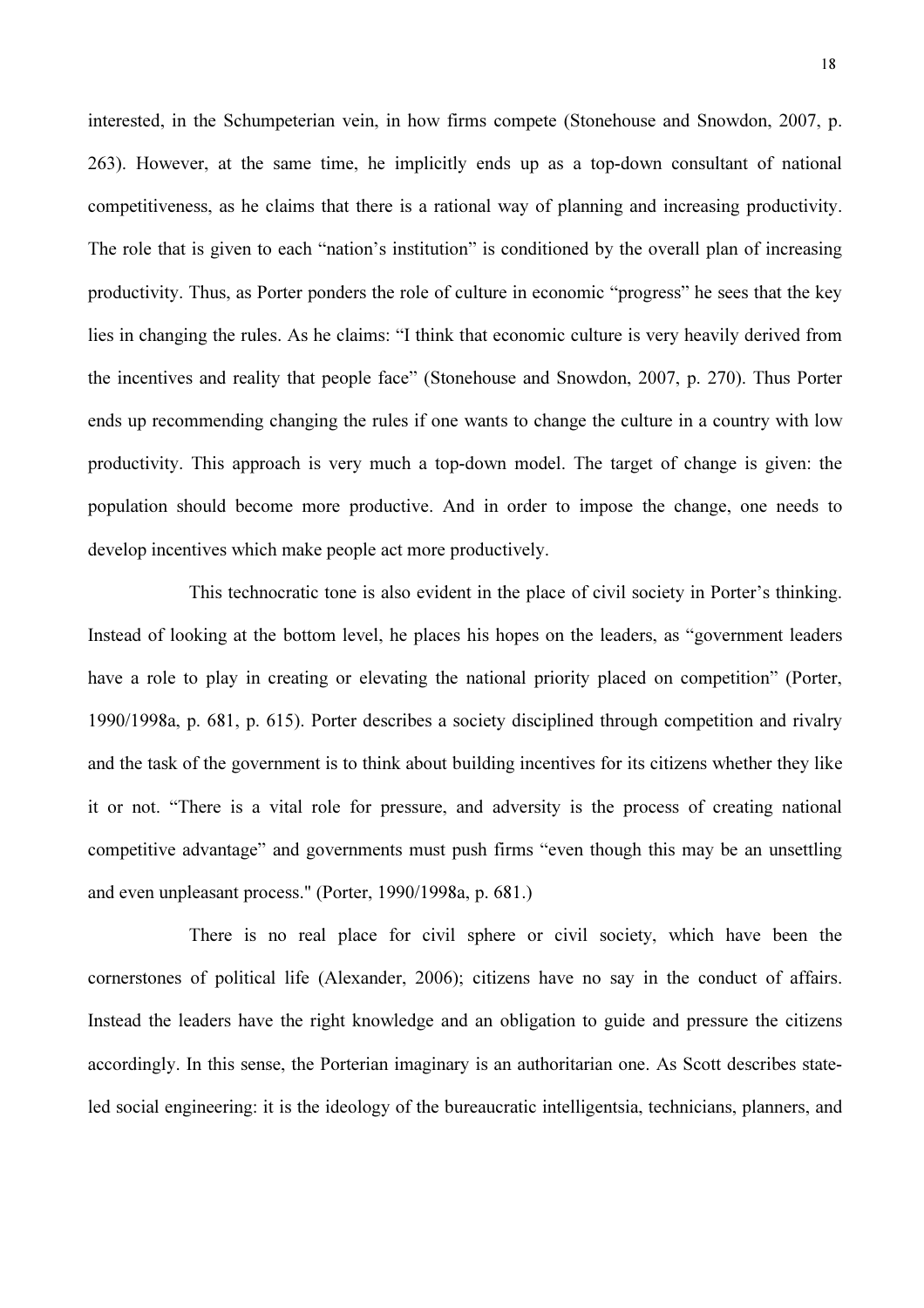interested, in the Schumpeterian vein, in how firms compete (Stonehouse and Snowdon, 2007, p. 263). However, at the same time, he implicitly ends up as a top-down consultant of national competitiveness, as he claims that there is a rational way of planning and increasing productivity. The role that is given to each "nation's institution" is conditioned by the overall plan of increasing productivity. Thus, as Porter ponders the role of culture in economic "progress" he sees that the key lies in changing the rules. As he claims: "I think that economic culture is very heavily derived from the incentives and reality that people face" (Stonehouse and Snowdon, 2007, p. 270). Thus Porter ends up recommending changing the rules if one wants to change the culture in a country with low productivity. This approach is very much a top-down model. The target of change is given: the population should become more productive. And in order to impose the change, one needs to develop incentives which make people act more productively.

This technocratic tone is also evident in the place of civil society in Porter's thinking. Instead of looking at the bottom level, he places his hopes on the leaders, as "government leaders have a role to play in creating or elevating the national priority placed on competition" (Porter, 1990/1998a, p. 681, p. 615). Porter describes a society disciplined through competition and rivalry and the task of the government is to think about building incentives for its citizens whether they like it or not. "There is a vital role for pressure, and adversity is the process of creating national competitive advantage" and governments must push firms "even though this may be an unsettling and even unpleasant process." (Porter, 1990/1998a, p. 681.)

There is no real place for civil sphere or civil society, which have been the cornerstones of political life (Alexander, 2006); citizens have no say in the conduct of affairs. Instead the leaders have the right knowledge and an obligation to guide and pressure the citizens accordingly. In this sense, the Porterian imaginary is an authoritarian one. As Scott describes state-led social engineering: it is the ideology of the bureaucratic intelligentsia, technicians, planners, and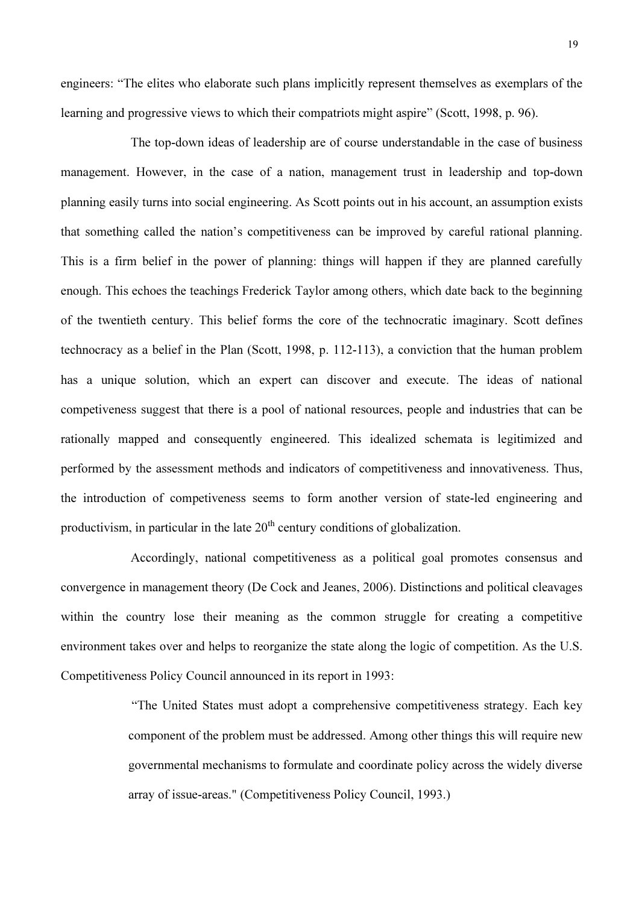engineers: "The elites who elaborate such plans implicitly represent themselves as exemplars of the learning and progressive views to which their compatriots might aspire" (Scott, 1998, p. 96).

The top-down ideas of leadership are of course understandable in the case of business management. However, in the case of a nation, management trust in leadership and top-down planning easily turns into social engineering. As Scott points out in his account, an assumption exists that something called the nation's competitiveness can be improved by careful rational planning. This is a firm belief in the power of planning: things will happen if they are planned carefully enough. This echoes the teachings Frederick Taylor among others, which date back to the beginning of the twentieth century. This belief forms the core of the technocratic imaginary. Scott defines technocracy as a belief in the Plan (Scott, 1998, p. 112-113), a conviction that the human problem has a unique solution, which an expert can discover and execute. The ideas of national competiveness suggest that there is a pool of national resources, people and industries that can be rationally mapped and consequently engineered. This idealized schemata is legitimized and performed by the assessment methods and indicators of competitiveness and innovativeness. Thus, the introduction of competiveness seems to form another version of state-led engineering and productivism, in particular in the late 20th century conditions of globalization.

Accordingly, national competitiveness as a political goal promotes consensus and convergence in management theory (De Cock and Jeanes, 2006). Distinctions and political cleavages within the country lose their meaning as the common struggle for creating a competitive environment takes over and helps to reorganize the state along the logic of competition. As the U.S. Competitiveness Policy Council announced in its report in 1993:

> "The United States must adopt a comprehensive competitiveness strategy. Each key component of the problem must be addressed. Among other things this will require new governmental mechanisms to formulate and coordinate policy across the widely diverse array of issue-areas." (Competitiveness Policy Council, 1993.)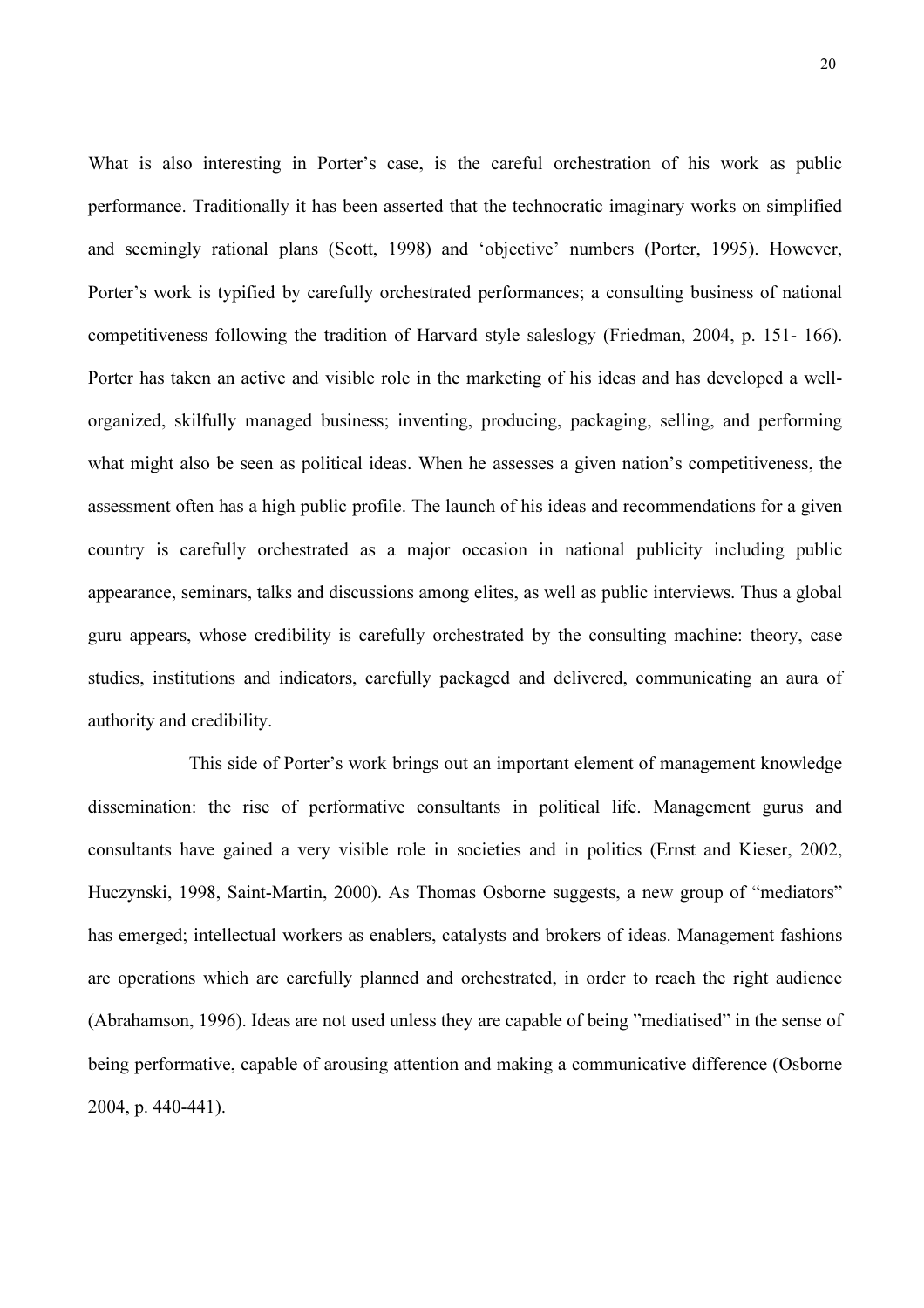What is also interesting in Porter's case, is the careful orchestration of his work as public performance. Traditionally it has been asserted that the technocratic imaginary works on simplified and seemingly rational plans (Scott, 1998) and 'objective' numbers (Porter, 1995). However, Porter's work is typified by carefully orchestrated performances; a consulting business of national competitiveness following the tradition of Harvard style saleslogy (Friedman, 2004, p. 151- 166). Porter has taken an active and visible role in the marketing of his ideas and has developed a well-organized, skilfully managed business; inventing, producing, packaging, selling, and performing what might also be seen as political ideas. When he assesses a given nation's competitiveness, the assessment often has a high public profile. The launch of his ideas and recommendations for a given country is carefully orchestrated as a major occasion in national publicity including public appearance, seminars, talks and discussions among elites, as well as public interviews. Thus a global guru appears, whose credibility is carefully orchestrated by the consulting machine: theory, case studies, institutions and indicators, carefully packaged and delivered, communicating an aura of authority and credibility.

This side of Porter's work brings out an important element of management knowledge dissemination: the rise of performative consultants in political life. Management gurus and consultants have gained a very visible role in societies and in politics (Ernst and Kieser, 2002, Huczynski, 1998, Saint-Martin, 2000). As Thomas Osborne suggests, a new group of "mediators" has emerged; intellectual workers as enablers, catalysts and brokers of ideas. Management fashions are operations which are carefully planned and orchestrated, in order to reach the right audience (Abrahamson, 1996). Ideas are not used unless they are capable of being "mediatised" in the sense of being performative, capable of arousing attention and making a communicative difference (Osborne 2004, p. 440-441).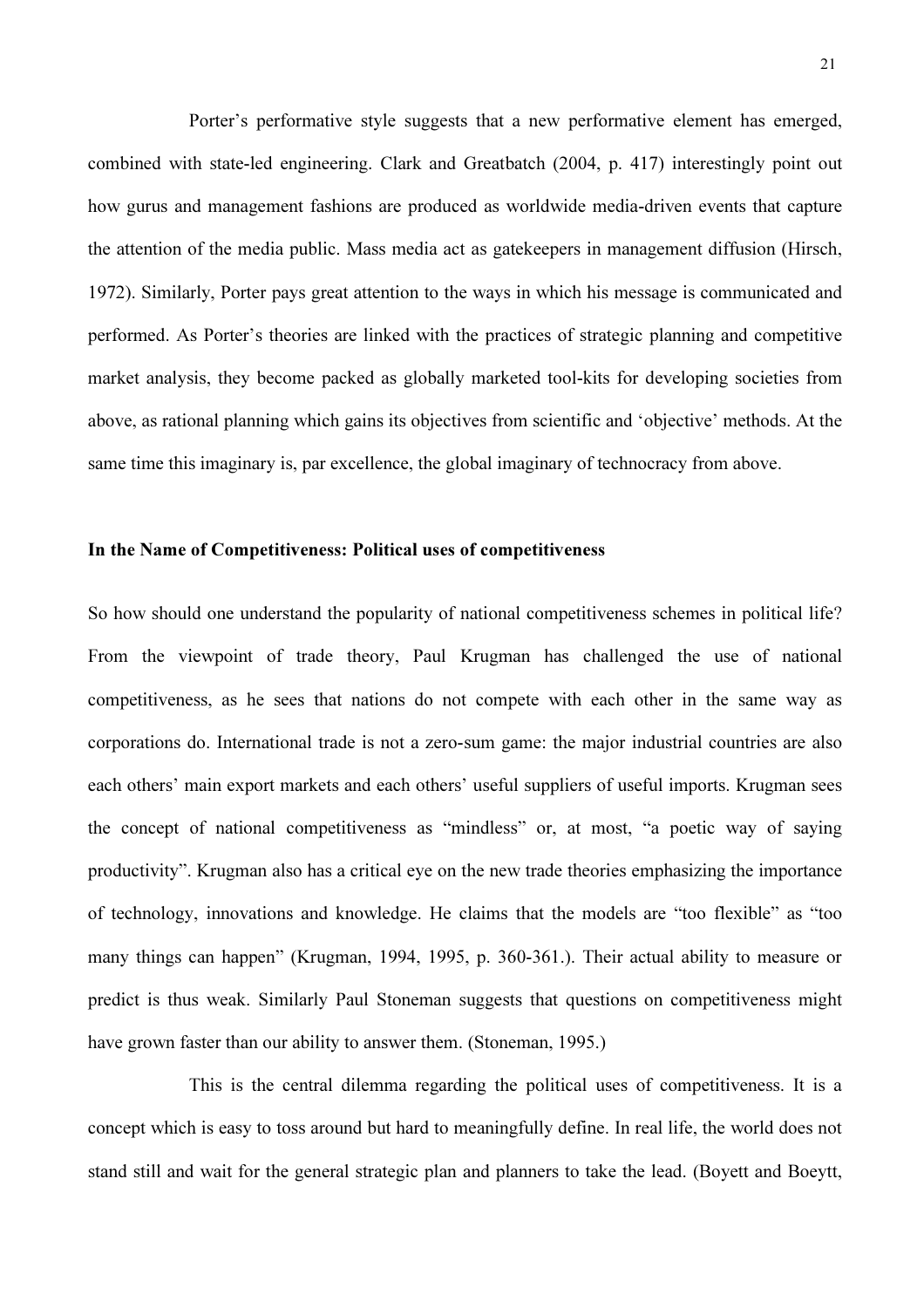Porter's performative style suggests that a new performative element has emerged, combined with state-led engineering. Clark and Greatbatch (2004, p. 417) interestingly point out how gurus and management fashions are produced as worldwide media-driven events that capture the attention of the media public. Mass media act as gatekeepers in management diffusion (Hirsch, 1972). Similarly, Porter pays great attention to the ways in which his message is communicated and performed. As Porter's theories are linked with the practices of strategic planning and competitive market analysis, they become packed as globally marketed tool-kits for developing societies from above, as rational planning which gains its objectives from scientific and 'objective' methods. At the same time this imaginary is, par excellence, the global imaginary of technocracy from above.

**In the Name of Competitiveness: Political uses of competitiveness**

So how should one understand the popularity of national competitiveness schemes in political life? From the viewpoint of trade theory, Paul Krugman has challenged the use of national competitiveness, as he sees that nations do not compete with each other in the same way as corporations do. International trade is not a zero-sum game: the major industrial countries are also each others' main export markets and each others' useful suppliers of useful imports. Krugman sees the concept of national competitiveness as "mindless" or, at most, "a poetic way of saying productivity". Krugman also has a critical eye on the new trade theories emphasizing the importance of technology, innovations and knowledge. He claims that the models are "too flexible" as "too many things can happen" (Krugman, 1994, 1995, p. 360-361.). Their actual ability to measure or predict is thus weak. Similarly Paul Stoneman suggests that questions on competitiveness might have grown faster than our ability to answer them. (Stoneman, 1995.)

This is the central dilemma regarding the political uses of competitiveness. It is a concept which is easy to toss around but hard to meaningfully define. In real life, the world does not stand still and wait for the general strategic plan and planners to take the lead. (Boyett and Boeytt,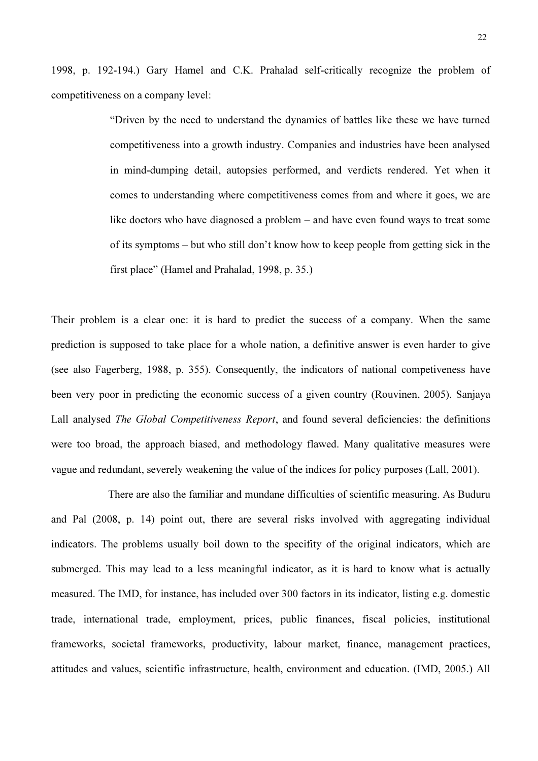1998, p. 192-194.) Gary Hamel and C.K. Prahalad self-critically recognize the problem of competitiveness on a company level:

> "Driven by the need to understand the dynamics of battles like these we have turned competitiveness into a growth industry. Companies and industries have been analysed in mind-dumping detail, autopsies performed, and verdicts rendered. Yet when it comes to understanding where competitiveness comes from and where it goes, we are like doctors who have diagnosed a problem – and have even found ways to treat some of its symptoms – but who still don't know how to keep people from getting sick in the first place" (Hamel and Prahalad, 1998, p. 35.)

Their problem is a clear one: it is hard to predict the success of a company. When the same prediction is supposed to take place for a whole nation, a definitive answer is even harder to give (see also Fagerberg, 1988, p. 355). Consequently, the indicators of national competiveness have been very poor in predicting the economic success of a given country (Rouvinen, 2005). Sanjaya Lall analysed *The Global Competitiveness Report*, and found several deficiencies: the definitions were too broad, the approach biased, and methodology flawed. Many qualitative measures were vague and redundant, severely weakening the value of the indices for policy purposes (Lall, 2001).

There are also the familiar and mundane difficulties of scientific measuring. As Buduru and Pal (2008, p. 14) point out, there are several risks involved with aggregating individual indicators. The problems usually boil down to the specifity of the original indicators, which are submerged. This may lead to a less meaningful indicator, as it is hard to know what is actually measured. The IMD, for instance, has included over 300 factors in its indicator, listing e.g. domestic trade, international trade, employment, prices, public finances, fiscal policies, institutional frameworks, societal frameworks, productivity, labour market, finance, management practices, attitudes and values, scientific infrastructure, health, environment and education. (IMD, 2005.) All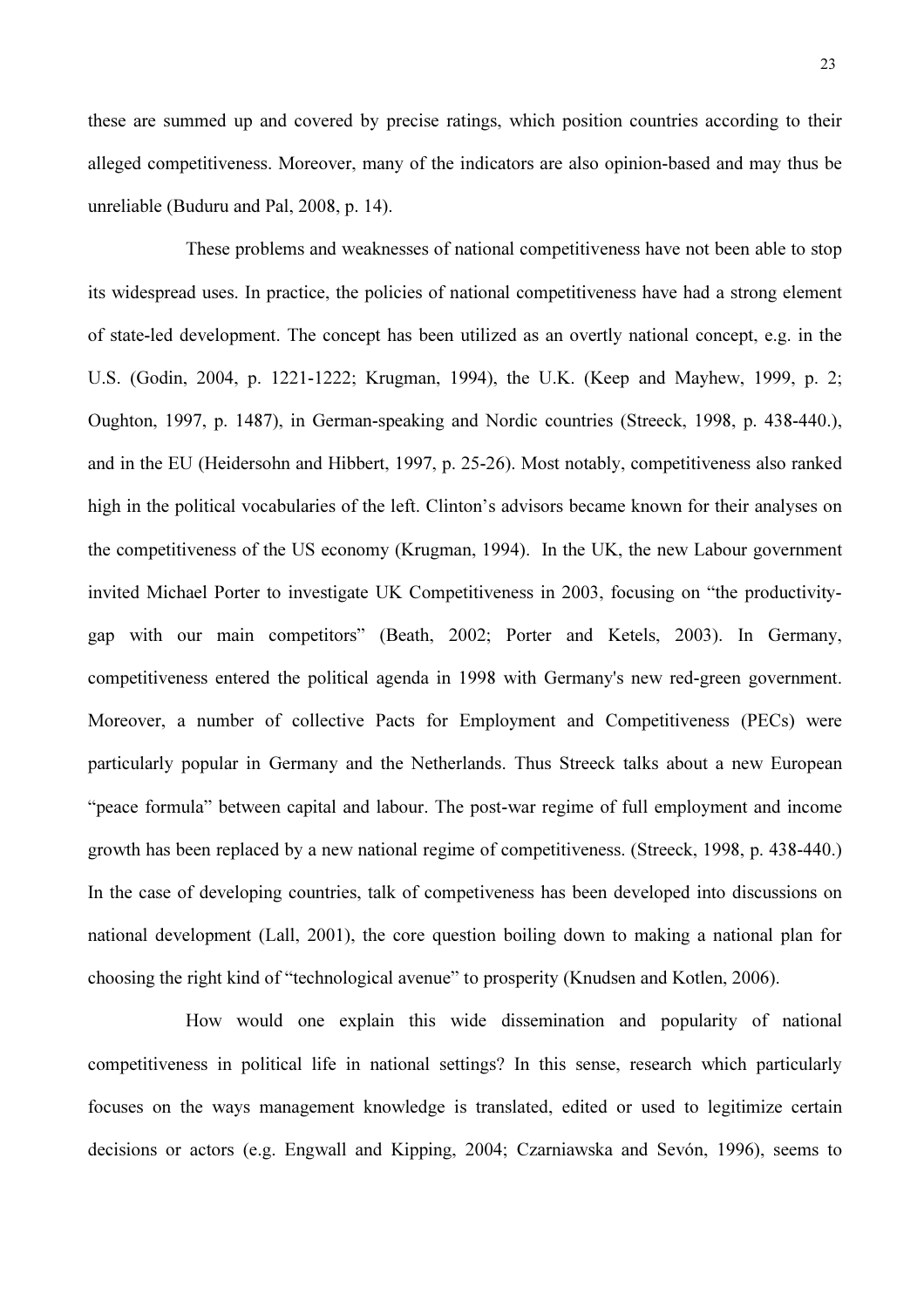these are summed up and covered by precise ratings, which position countries according to their alleged competitiveness. Moreover, many of the indicators are also opinion-based and may thus be unreliable (Buduru and Pal, 2008, p. 14).

These problems and weaknesses of national competitiveness have not been able to stop its widespread uses. In practice, the policies of national competitiveness have had a strong element of state-led development. The concept has been utilized as an overtly national concept, e.g. in the U.S. (Godin, 2004, p. 1221-1222; Krugman, 1994), the U.K. (Keep and Mayhew, 1999, p. 2; Oughton, 1997, p. 1487), in German-speaking and Nordic countries (Streeck, 1998, p. 438-440.), and in the EU (Heidersohn and Hibbert, 1997, p. 25-26). Most notably, competitiveness also ranked high in the political vocabularies of the left. Clinton's advisors became known for their analyses on the competitiveness of the US economy (Krugman, 1994). In the UK, the new Labour government invited Michael Porter to investigate UK Competitiveness in 2003, focusing on "the productivity-gap with our main competitors" (Beath, 2002; Porter and Ketels, 2003). In Germany, competitiveness entered the political agenda in 1998 with Germany's new red-green government. Moreover, a number of collective Pacts for Employment and Competitiveness (PECs) were particularly popular in Germany and the Netherlands. Thus Streeck talks about a new European "peace formula" between capital and labour. The post-war regime of full employment and income growth has been replaced by a new national regime of competitiveness. (Streeck, 1998, p. 438-440.) In the case of developing countries, talk of competiveness has been developed into discussions on national development (Lall, 2001), the core question boiling down to making a national plan for choosing the right kind of "technological avenue" to prosperity (Knudsen and Kotlen, 2006).

How would one explain this wide dissemination and popularity of national competitiveness in political life in national settings? In this sense, research which particularly focuses on the ways management knowledge is translated, edited or used to legitimize certain decisions or actors (e.g. Engwall and Kipping, 2004; Czarniawska and Sevón, 1996), seems to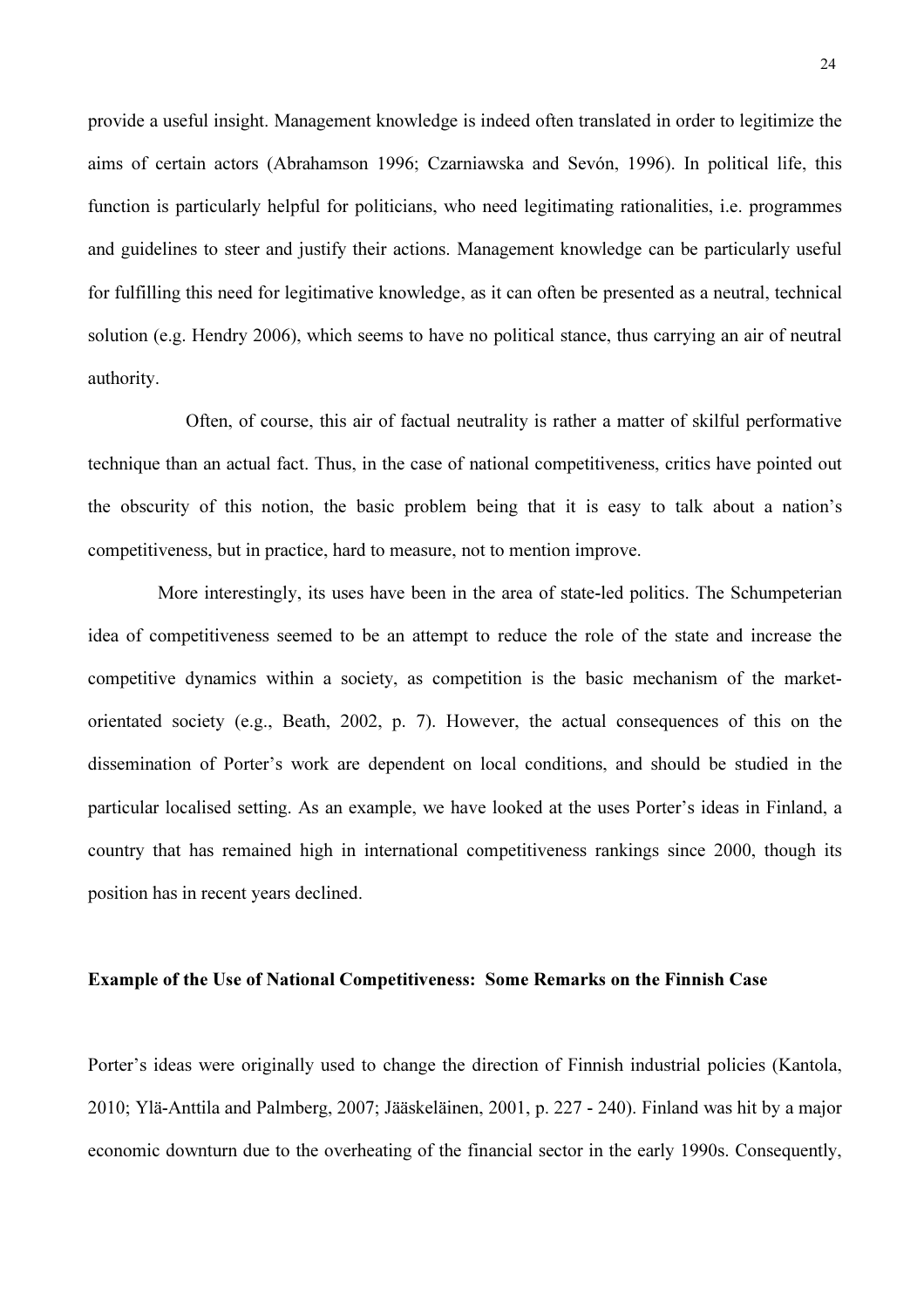provide a useful insight. Management knowledge is indeed often translated in order to legitimize the aims of certain actors (Abrahamson 1996; Czarniawska and Sevón, 1996). In political life, this function is particularly helpful for politicians, who need legitimating rationalities, i.e. programmes and guidelines to steer and justify their actions. Management knowledge can be particularly useful for fulfilling this need for legitimative knowledge, as it can often be presented as a neutral, technical solution (e.g. Hendry 2006), which seems to have no political stance, thus carrying an air of neutral authority.

Often, of course, this air of factual neutrality is rather a matter of skilful performative technique than an actual fact. Thus, in the case of national competitiveness, critics have pointed out the obscurity of this notion, the basic problem being that it is easy to talk about a nation's competitiveness, but in practice, hard to measure, not to mention improve.

More interestingly, its uses have been in the area of state-led politics. The Schumpeterian idea of competitiveness seemed to be an attempt to reduce the role of the state and increase the competitive dynamics within a society, as competition is the basic mechanism of the market-orientated society (e.g., Beath, 2002, p. 7). However, the actual consequences of this on the dissemination of Porter's work are dependent on local conditions, and should be studied in the particular localised setting. As an example, we have looked at the uses Porter's ideas in Finland, a country that has remained high in international competitiveness rankings since 2000, though its position has in recent years declined.

**Example of the Use of National Competitiveness: Some Remarks on the Finnish Case**

Porter's ideas were originally used to change the direction of Finnish industrial policies (Kantola, 2010; Ylä-Anttila and Palmberg, 2007; Jääskeläinen, 2001, p. 227 - 240). Finland was hit by a major economic downturn due to the overheating of the financial sector in the early 1990s. Consequently,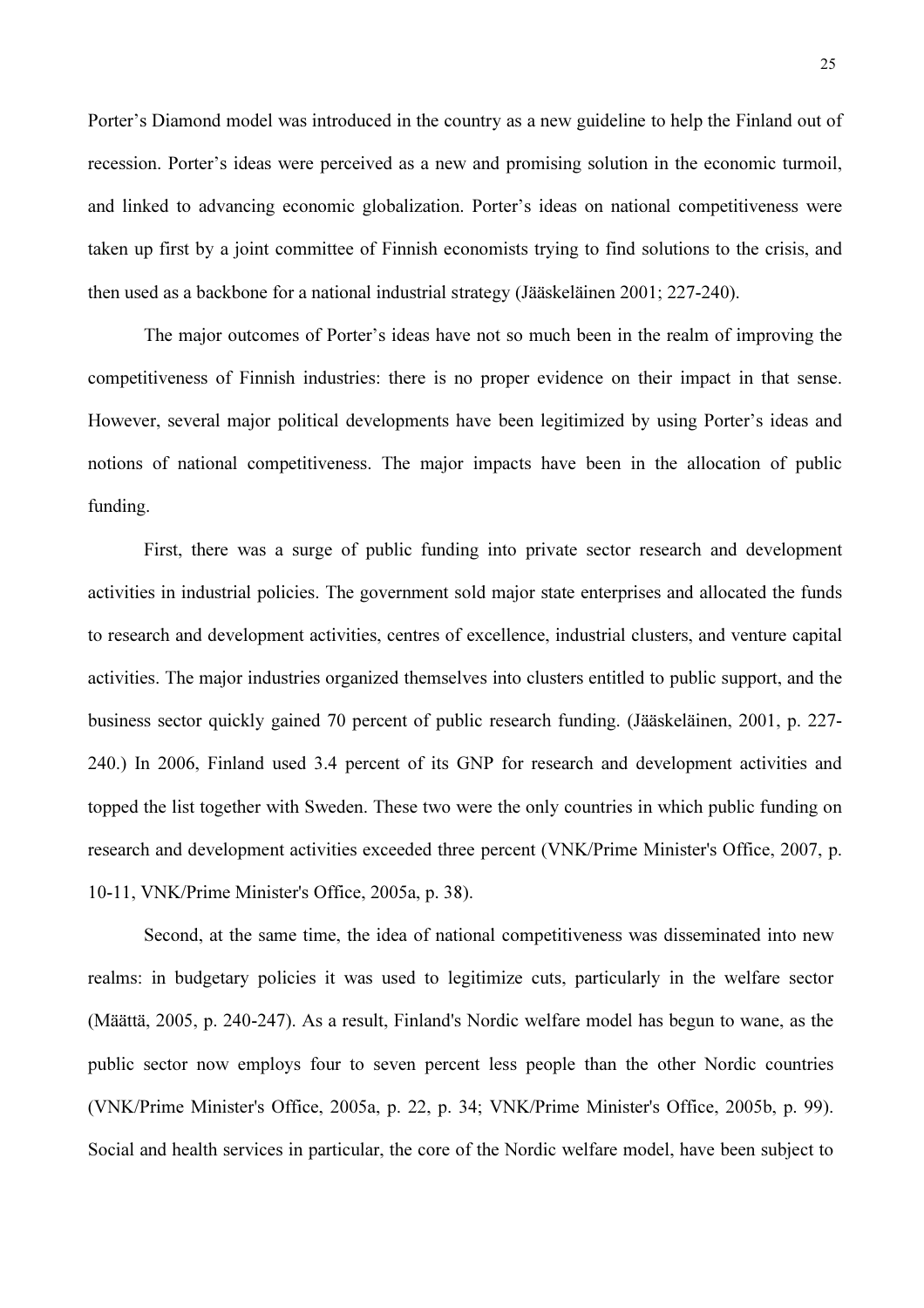Porter's Diamond model was introduced in the country as a new guideline to help the Finland out of recession. Porter's ideas were perceived as a new and promising solution in the economic turmoil, and linked to advancing economic globalization. Porter's ideas on national competitiveness were taken up first by a joint committee of Finnish economists trying to find solutions to the crisis, and then used as a backbone for a national industrial strategy (Jääskeläinen 2001; 227-240).

The major outcomes of Porter's ideas have not so much been in the realm of improving the competitiveness of Finnish industries: there is no proper evidence on their impact in that sense. However, several major political developments have been legitimized by using Porter's ideas and notions of national competitiveness. The major impacts have been in the allocation of public funding.

First, there was a surge of public funding into private sector research and development activities in industrial policies. The government sold major state enterprises and allocated the funds to research and development activities, centres of excellence, industrial clusters, and venture capital activities. The major industries organized themselves into clusters entitled to public support, and the business sector quickly gained 70 percent of public research funding. (Jääskeläinen, 2001, p. 227-240.) In 2006, Finland used 3.4 percent of its GNP for research and development activities and topped the list together with Sweden. These two were the only countries in which public funding on research and development activities exceeded three percent (VNK/Prime Minister's Office, 2007, p. 10-11, VNK/Prime Minister's Office, 2005a, p. 38).

Second, at the same time, the idea of national competitiveness was disseminated into new realms: in budgetary policies it was used to legitimize cuts, particularly in the welfare sector (Määttä, 2005, p. 240-247). As a result, Finland's Nordic welfare model has begun to wane, as the public sector now employs four to seven percent less people than the other Nordic countries (VNK/Prime Minister's Office, 2005a, p. 22, p. 34; VNK/Prime Minister's Office, 2005b, p. 99). Social and health services in particular, the core of the Nordic welfare model, have been subject to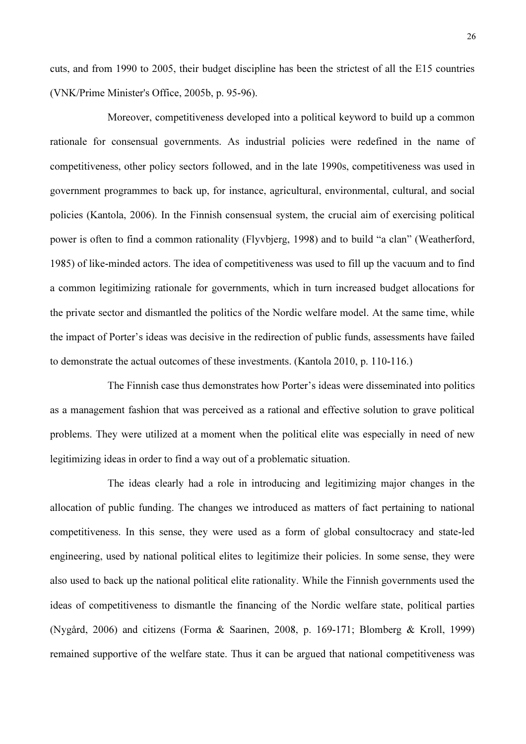cuts, and from 1990 to 2005, their budget discipline has been the strictest of all the E15 countries (VNK/Prime Minister's Office, 2005b, p. 95-96).

Moreover, competitiveness developed into a political keyword to build up a common rationale for consensual governments. As industrial policies were redefined in the name of competitiveness, other policy sectors followed, and in the late 1990s, competitiveness was used in government programmes to back up, for instance, agricultural, environmental, cultural, and social policies (Kantola, 2006). In the Finnish consensual system, the crucial aim of exercising political power is often to find a common rationality (Flyvbjerg, 1998) and to build "a clan" (Weatherford, 1985) of like-minded actors. The idea of competitiveness was used to fill up the vacuum and to find a common legitimizing rationale for governments, which in turn increased budget allocations for the private sector and dismantled the politics of the Nordic welfare model. At the same time, while the impact of Porter's ideas was decisive in the redirection of public funds, assessments have failed to demonstrate the actual outcomes of these investments. (Kantola 2010, p. 110-116.)

The Finnish case thus demonstrates how Porter's ideas were disseminated into politics as a management fashion that was perceived as a rational and effective solution to grave political problems. They were utilized at a moment when the political elite was especially in need of new legitimizing ideas in order to find a way out of a problematic situation.

The ideas clearly had a role in introducing and legitimizing major changes in the allocation of public funding. The changes we introduced as matters of fact pertaining to national competitiveness. In this sense, they were used as a form of global consultocracy and state-led engineering, used by national political elites to legitimize their policies. In some sense, they were also used to back up the national political elite rationality. While the Finnish governments used the ideas of competitiveness to dismantle the financing of the Nordic welfare state, political parties (Nygård, 2006) and citizens (Forma & Saarinen, 2008, p. 169-171; Blomberg & Kroll, 1999) remained supportive of the welfare state. Thus it can be argued that national competitiveness was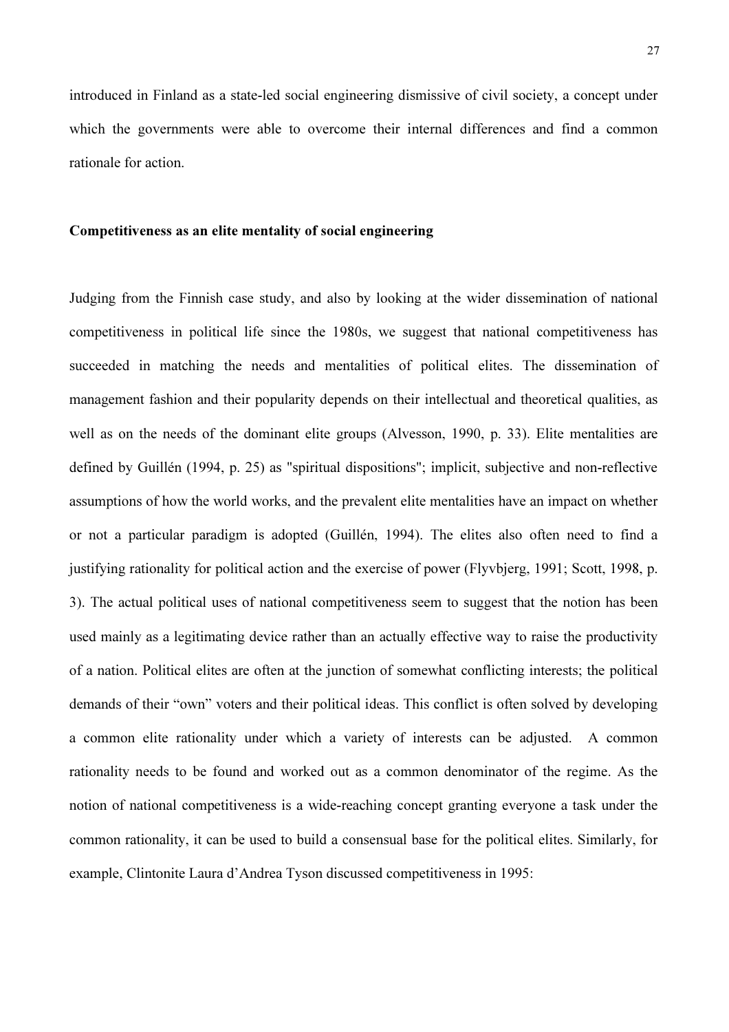introduced in Finland as a state-led social engineering dismissive of civil society, a concept under which the governments were able to overcome their internal differences and find a common rationale for action.

**Competitiveness as an elite mentality of social engineering**

Judging from the Finnish case study, and also by looking at the wider dissemination of national competitiveness in political life since the 1980s, we suggest that national competitiveness has succeeded in matching the needs and mentalities of political elites. The dissemination of management fashion and their popularity depends on their intellectual and theoretical qualities, as well as on the needs of the dominant elite groups (Alvesson, 1990, p. 33). Elite mentalities are defined by Guillén (1994, p. 25) as "spiritual dispositions"; implicit, subjective and non-reflective assumptions of how the world works, and the prevalent elite mentalities have an impact on whether or not a particular paradigm is adopted (Guillén, 1994). The elites also often need to find a justifying rationality for political action and the exercise of power (Flyvbjerg, 1991; Scott, 1998, p. 3). The actual political uses of national competitiveness seem to suggest that the notion has been used mainly as a legitimating device rather than an actually effective way to raise the productivity of a nation. Political elites are often at the junction of somewhat conflicting interests; the political demands of their "own" voters and their political ideas. This conflict is often solved by developing a common elite rationality under which a variety of interests can be adjusted. A common rationality needs to be found and worked out as a common denominator of the regime. As the notion of national competitiveness is a wide-reaching concept granting everyone a task under the common rationality, it can be used to build a consensual base for the political elites. Similarly, for example, Clintonite Laura d'Andrea Tyson discussed competitiveness in 1995: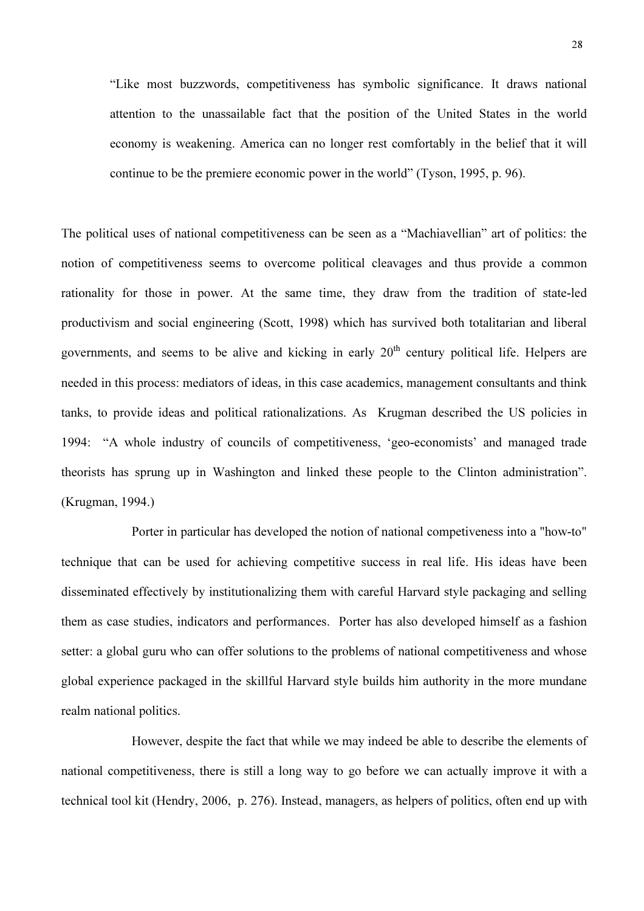> "Like most buzzwords, competitiveness has symbolic significance. It draws national attention to the unassailable fact that the position of the United States in the world economy is weakening. America can no longer rest comfortably in the belief that it will continue to be the premiere economic power in the world" (Tyson, 1995, p. 96).

The political uses of national competitiveness can be seen as a "Machiavellian" art of politics: the notion of competitiveness seems to overcome political cleavages and thus provide a common rationality for those in power. At the same time, they draw from the tradition of state-led productivism and social engineering (Scott, 1998) which has survived both totalitarian and liberal governments, and seems to be alive and kicking in early 20th century political life. Helpers are needed in this process: mediators of ideas, in this case academics, management consultants and think tanks, to provide ideas and political rationalizations. As Krugman described the US policies in 1994: "A whole industry of councils of competitiveness, 'geo-economists' and managed trade theorists has sprung up in Washington and linked these people to the Clinton administration". (Krugman, 1994.)

Porter in particular has developed the notion of national competiveness into a "how-to" technique that can be used for achieving competitive success in real life. His ideas have been disseminated effectively by institutionalizing them with careful Harvard style packaging and selling them as case studies, indicators and performances. Porter has also developed himself as a fashion setter: a global guru who can offer solutions to the problems of national competitiveness and whose global experience packaged in the skillful Harvard style builds him authority in the more mundane realm national politics.

However, despite the fact that while we may indeed be able to describe the elements of national competitiveness, there is still a long way to go before we can actually improve it with a technical tool kit (Hendry, 2006, p. 276). Instead, managers, as helpers of politics, often end up with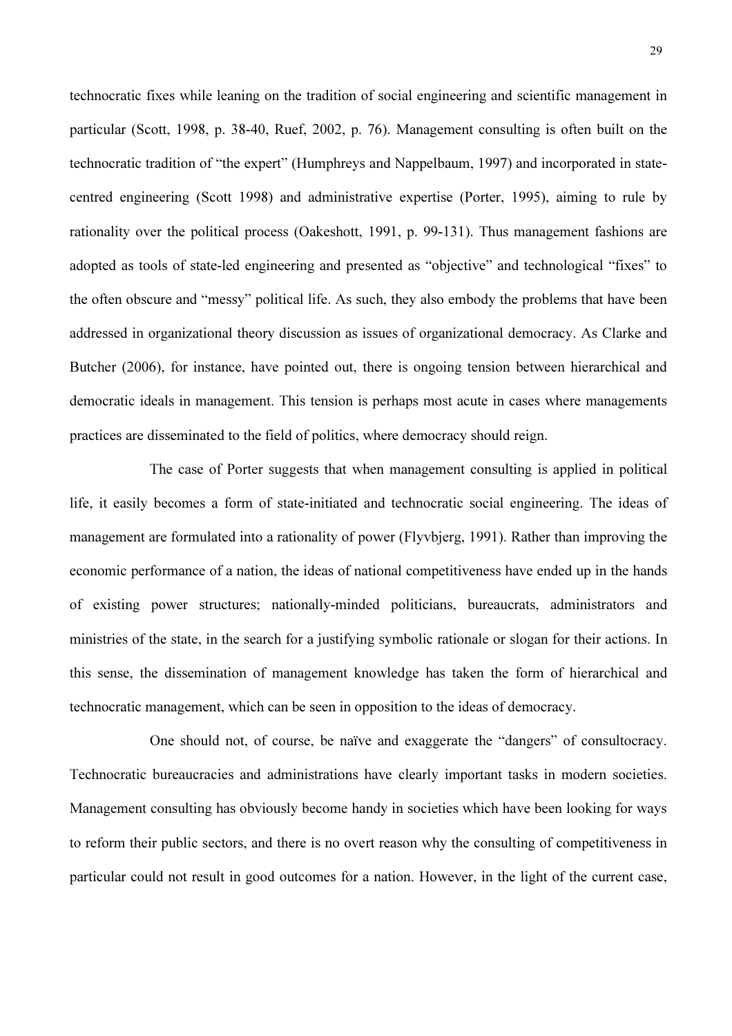technocratic fixes while leaning on the tradition of social engineering and scientific management in particular (Scott, 1998, p. 38-40, Ruef, 2002, p. 76). Management consulting is often built on the technocratic tradition of "the expert" (Humphreys and Nappelbaum, 1997) and incorporated in state-centred engineering (Scott 1998) and administrative expertise (Porter, 1995), aiming to rule by rationality over the political process (Oakeshott, 1991, p. 99-131). Thus management fashions are adopted as tools of state-led engineering and presented as "objective" and technological "fixes" to the often obscure and "messy" political life. As such, they also embody the problems that have been addressed in organizational theory discussion as issues of organizational democracy. As Clarke and Butcher (2006), for instance, have pointed out, there is ongoing tension between hierarchical and democratic ideals in management. This tension is perhaps most acute in cases where managements practices are disseminated to the field of politics, where democracy should reign.

The case of Porter suggests that when management consulting is applied in political life, it easily becomes a form of state-initiated and technocratic social engineering. The ideas of management are formulated into a rationality of power (Flyvbjerg, 1991). Rather than improving the economic performance of a nation, the ideas of national competitiveness have ended up in the hands of existing power structures; nationally-minded politicians, bureaucrats, administrators and ministries of the state, in the search for a justifying symbolic rationale or slogan for their actions. In this sense, the dissemination of management knowledge has taken the form of hierarchical and technocratic management, which can be seen in opposition to the ideas of democracy.

One should not, of course, be naïve and exaggerate the "dangers" of consultocracy. Technocratic bureaucracies and administrations have clearly important tasks in modern societies. Management consulting has obviously become handy in societies which have been looking for ways to reform their public sectors, and there is no overt reason why the consulting of competitiveness in particular could not result in good outcomes for a nation. However, in the light of the current case,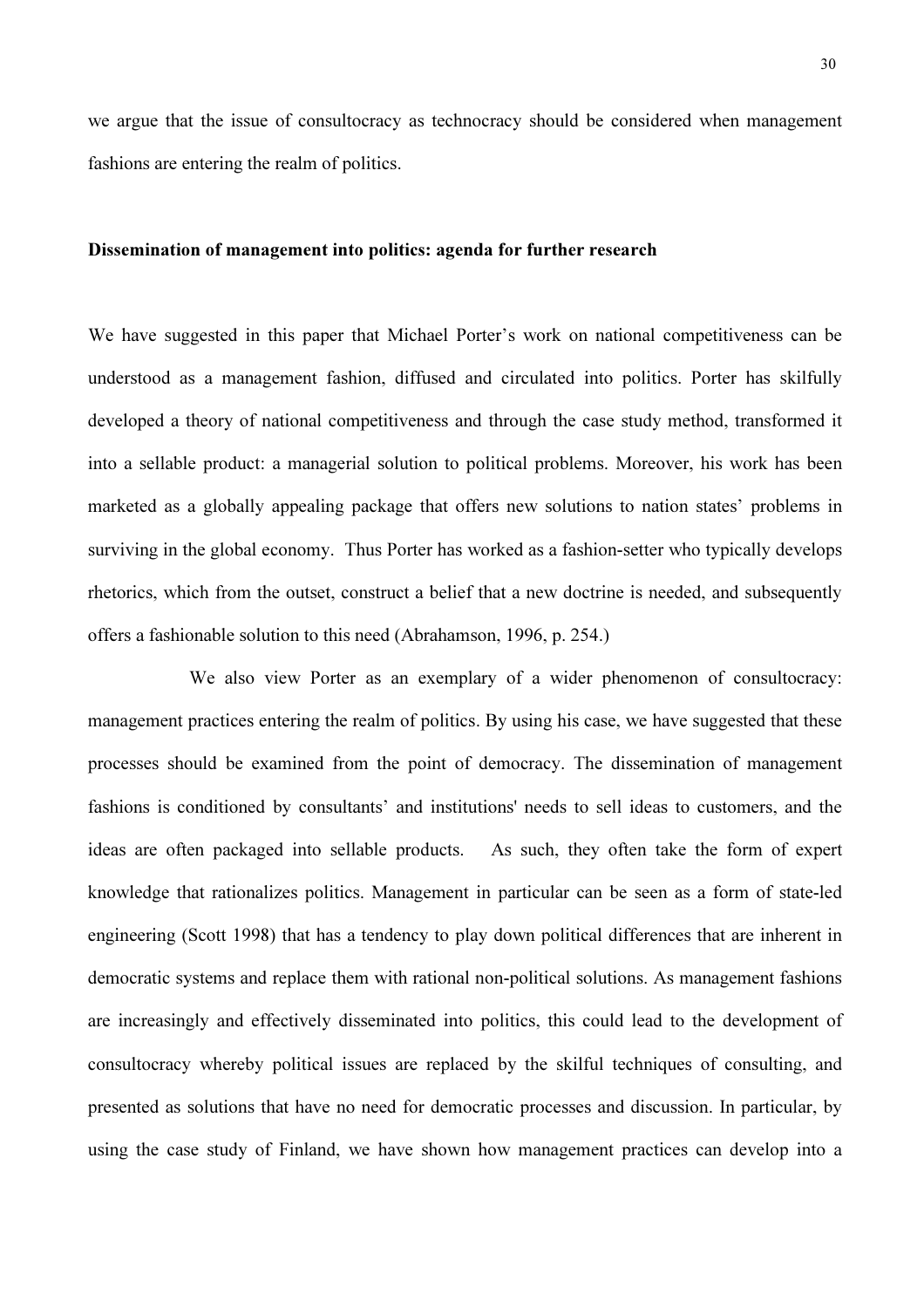we argue that the issue of consultocracy as technocracy should be considered when management fashions are entering the realm of politics.

**Dissemination of management into politics: agenda for further research**

We have suggested in this paper that Michael Porter's work on national competitiveness can be understood as a management fashion, diffused and circulated into politics. Porter has skilfully developed a theory of national competitiveness and through the case study method, transformed it into a sellable product: a managerial solution to political problems. Moreover, his work has been marketed as a globally appealing package that offers new solutions to nation states' problems in surviving in the global economy. Thus Porter has worked as a fashion-setter who typically develops rhetorics, which from the outset, construct a belief that a new doctrine is needed, and subsequently offers a fashionable solution to this need (Abrahamson, 1996, p. 254.)

We also view Porter as an exemplary of a wider phenomenon of consultocracy: management practices entering the realm of politics. By using his case, we have suggested that these processes should be examined from the point of democracy. The dissemination of management fashions is conditioned by consultants' and institutions' needs to sell ideas to customers, and the ideas are often packaged into sellable products. As such, they often take the form of expert knowledge that rationalizes politics. Management in particular can be seen as a form of state-led engineering (Scott 1998) that has a tendency to play down political differences that are inherent in democratic systems and replace them with rational non-political solutions. As management fashions are increasingly and effectively disseminated into politics, this could lead to the development of consultocracy whereby political issues are replaced by the skilful techniques of consulting, and presented as solutions that have no need for democratic processes and discussion. In particular, by using the case study of Finland, we have shown how management practices can develop into a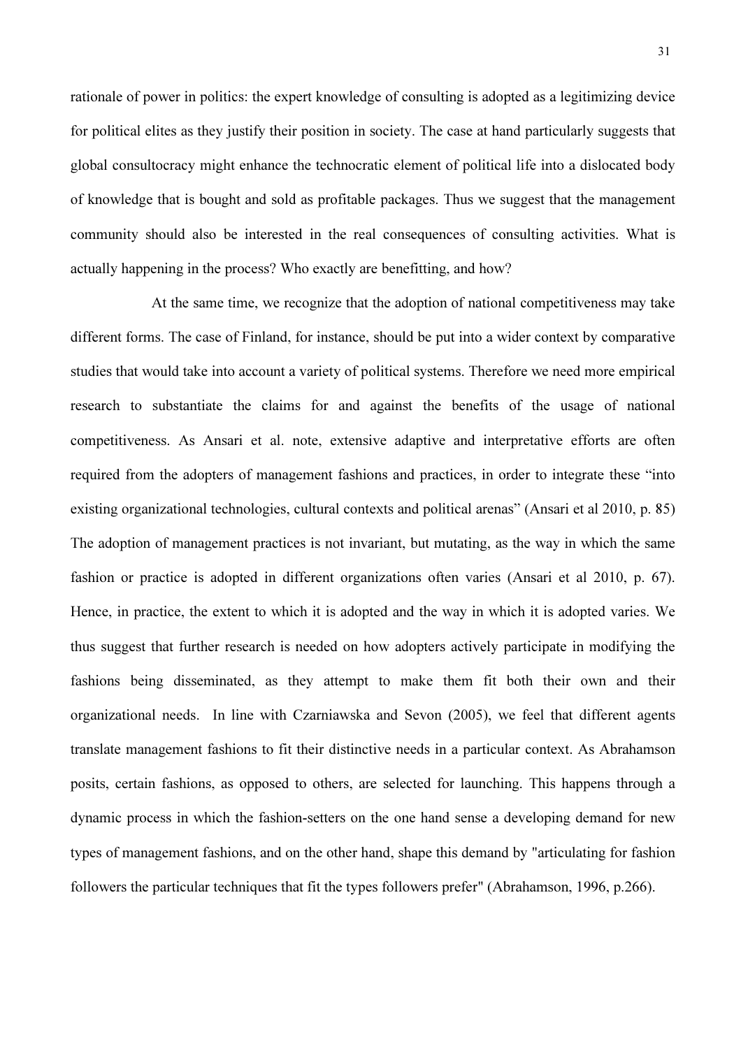rationale of power in politics: the expert knowledge of consulting is adopted as a legitimizing device for political elites as they justify their position in society. The case at hand particularly suggests that global consultocracy might enhance the technocratic element of political life into a dislocated body of knowledge that is bought and sold as profitable packages. Thus we suggest that the management community should also be interested in the real consequences of consulting activities. What is actually happening in the process? Who exactly are benefitting, and how?

At the same time, we recognize that the adoption of national competitiveness may take different forms. The case of Finland, for instance, should be put into a wider context by comparative studies that would take into account a variety of political systems. Therefore we need more empirical research to substantiate the claims for and against the benefits of the usage of national competitiveness. As Ansari et al. note, extensive adaptive and interpretative efforts are often required from the adopters of management fashions and practices, in order to integrate these "into existing organizational technologies, cultural contexts and political arenas" (Ansari et al 2010, p. 85) The adoption of management practices is not invariant, but mutating, as the way in which the same fashion or practice is adopted in different organizations often varies (Ansari et al 2010, p. 67). Hence, in practice, the extent to which it is adopted and the way in which it is adopted varies. We thus suggest that further research is needed on how adopters actively participate in modifying the fashions being disseminated, as they attempt to make them fit both their own and their organizational needs. In line with Czarniawska and Sevon (2005), we feel that different agents translate management fashions to fit their distinctive needs in a particular context. As Abrahamson posits, certain fashions, as opposed to others, are selected for launching. This happens through a dynamic process in which the fashion-setters on the one hand sense a developing demand for new types of management fashions, and on the other hand, shape this demand by "articulating for fashion followers the particular techniques that fit the types followers prefer" (Abrahamson, 1996, p.266).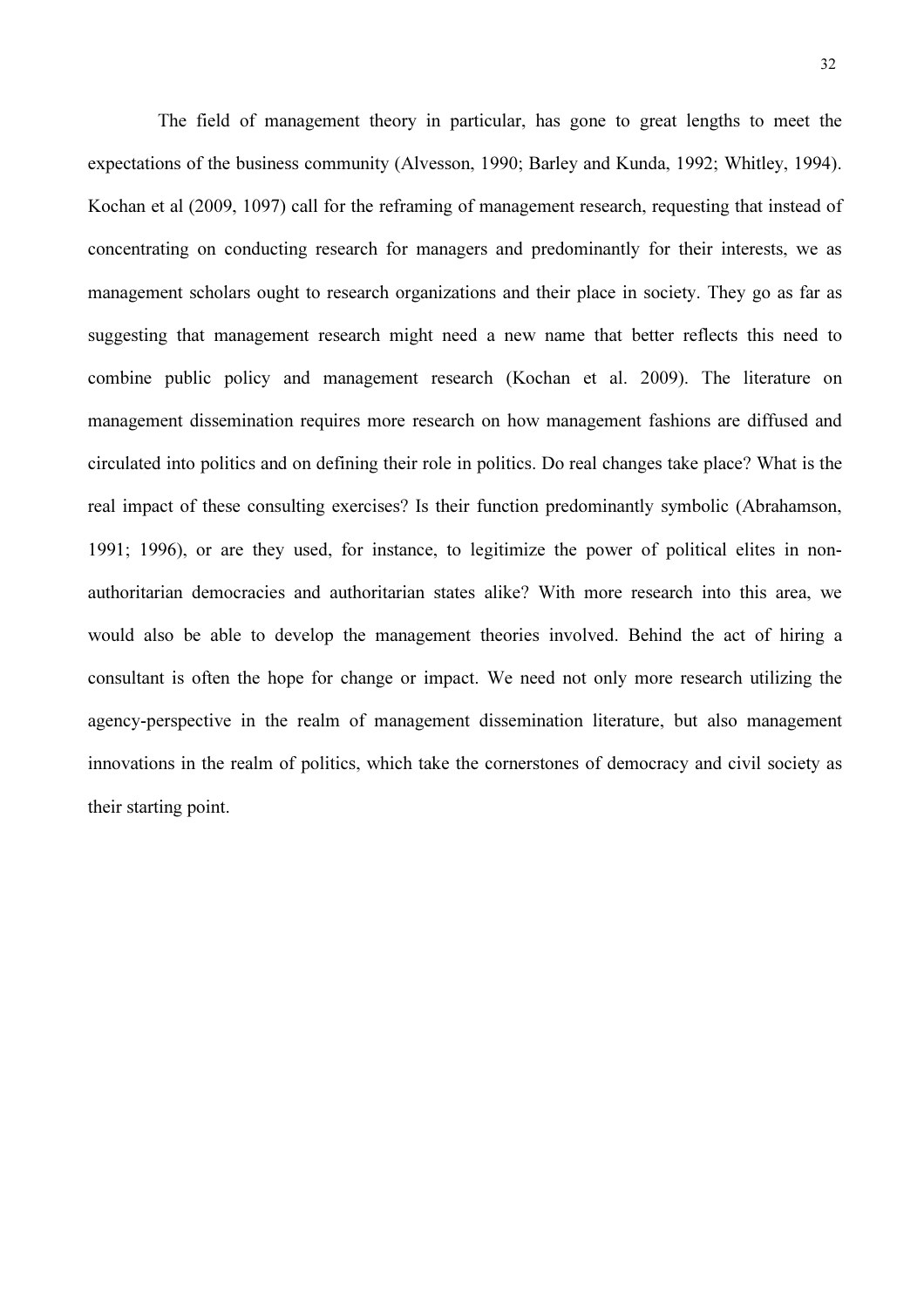The field of management theory in particular, has gone to great lengths to meet the expectations of the business community (Alvesson, 1990; Barley and Kunda, 1992; Whitley, 1994). Kochan et al (2009, 1097) call for the reframing of management research, requesting that instead of concentrating on conducting research for managers and predominantly for their interests, we as management scholars ought to research organizations and their place in society. They go as far as suggesting that management research might need a new name that better reflects this need to combine public policy and management research (Kochan et al. 2009). The literature on management dissemination requires more research on how management fashions are diffused and circulated into politics and on defining their role in politics. Do real changes take place? What is the real impact of these consulting exercises? Is their function predominantly symbolic (Abrahamson, 1991; 1996), or are they used, for instance, to legitimize the power of political elites in non-authoritarian democracies and authoritarian states alike? With more research into this area, we would also be able to develop the management theories involved. Behind the act of hiring a consultant is often the hope for change or impact. We need not only more research utilizing the agency-perspective in the realm of management dissemination literature, but also management innovations in the realm of politics, which take the cornerstones of democracy and civil society as their starting point.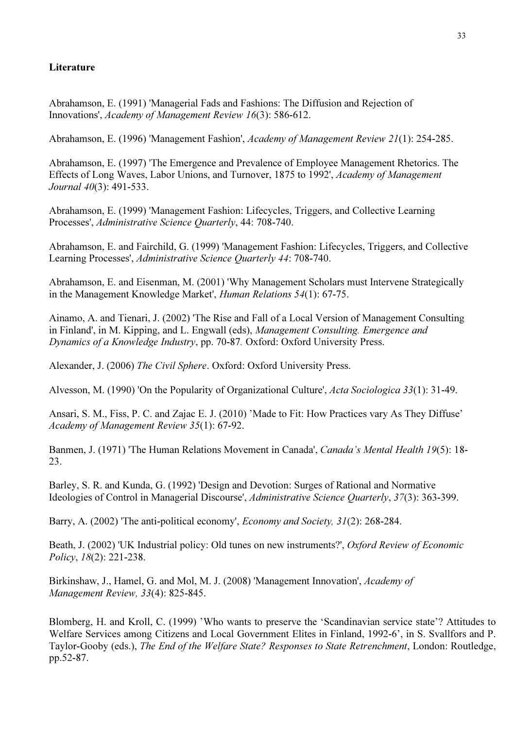**Literature**

Abrahamson, E. (1991) 'Managerial Fads and Fashions: The Diffusion and Rejection of Innovations', *Academy of Management Review 16*(3): 586-612.

Abrahamson, E. (1996) 'Management Fashion', *Academy of Management Review 21*(1): 254-285.

Abrahamson, E. (1997) 'The Emergence and Prevalence of Employee Management Rhetorics. The Effects of Long Waves, Labor Unions, and Turnover, 1875 to 1992', *Academy of Management Journal 40*(3): 491-533.

Abrahamson, E. (1999) 'Management Fashion: Lifecycles, Triggers, and Collective Learning Processes', *Administrative Science Quarterly*, 44: 708-740.

Abrahamson, E. and Fairchild, G. (1999) 'Management Fashion: Lifecycles, Triggers, and Collective Learning Processes', *Administrative Science Quarterly 44*: 708-740.

Abrahamson, E. and Eisenman, M. (2001) 'Why Management Scholars must Intervene Strategically in the Management Knowledge Market', *Human Relations 54*(1): 67-75.

Ainamo, A. and Tienari, J. (2002) 'The Rise and Fall of a Local Version of Management Consulting in Finland', in M. Kipping, and L. Engwall (eds), *Management Consulting. Emergence and Dynamics of a Knowledge Industry*, pp. 70-87. Oxford: Oxford University Press.

Alexander, J. (2006) *The Civil Sphere*. Oxford: Oxford University Press.

Alvesson, M. (1990) 'On the Popularity of Organizational Culture', *Acta Sociologica 33*(1): 31-49.

Ansari, S. M., Fiss, P. C. and Zajac E. J. (2010) 'Made to Fit: How Practices vary As They Diffuse' *Academy of Management Review 35*(1): 67-92.

Banmen, J. (1971) 'The Human Relations Movement in Canada', *Canada's Mental Health 19*(5): 18-23.

Barley, S. R. and Kunda, G. (1992) 'Design and Devotion: Surges of Rational and Normative Ideologies of Control in Managerial Discourse', *Administrative Science Quarterly*, *37*(3): 363-399.

Barry, A. (2002) 'The anti-political economy', *Economy and Society, 31*(2): 268-284.

Beath, J. (2002) 'UK Industrial policy: Old tunes on new instruments?', *Oxford Review of Economic Policy*, *18*(2): 221-238.

Birkinshaw, J., Hamel, G. and Mol, M. J. (2008) 'Management Innovation', *Academy of Management Review, 33*(4): 825-845.

Blomberg, H. and Kroll, C. (1999) 'Who wants to preserve the 'Scandinavian service state'? Attitudes to Welfare Services among Citizens and Local Government Elites in Finland, 1992-6', in S. Svallfors and P. Taylor-Gooby (eds.), *The End of the Welfare State? Responses to State Retrenchment*, London: Routledge, pp.52-87.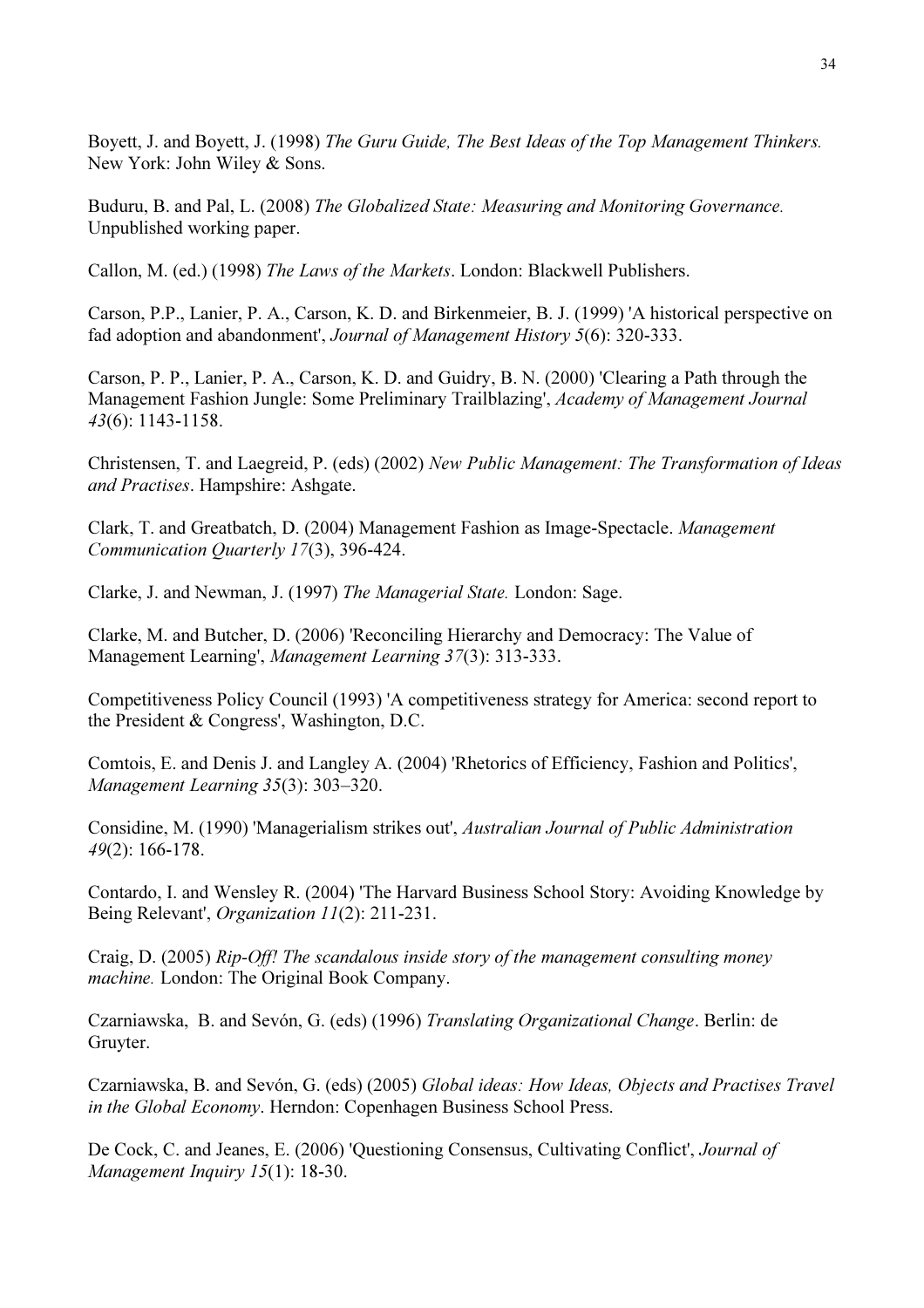Boyett, J. and Boyett, J. (1998) *The Guru Guide, The Best Ideas of the Top Management Thinkers.* New York: John Wiley & Sons.

Buduru, B. and Pal, L. (2008) *The Globalized State: Measuring and Monitoring Governance.* Unpublished working paper.

Callon, M. (ed.) (1998) *The Laws of the Markets*. London: Blackwell Publishers.

Carson, P.P., Lanier, P. A., Carson, K. D. and Birkenmeier, B. J. (1999) 'A historical perspective on fad adoption and abandonment', *Journal of Management History 5*(6): 320-333.

Carson, P. P., Lanier, P. A., Carson, K. D. and Guidry, B. N. (2000) 'Clearing a Path through the Management Fashion Jungle: Some Preliminary Trailblazing', *Academy of Management Journal 43*(6): 1143-1158.

Christensen, T. and Laegreid, P. (eds) (2002) *New Public Management: The Transformation of Ideas and Practises*. Hampshire: Ashgate.

Clark, T. and Greatbatch, D. (2004) Management Fashion as Image-Spectacle. *Management Communication Quarterly 17*(3), 396-424.

Clarke, J. and Newman, J. (1997) *The Managerial State.* London: Sage.

Clarke, M. and Butcher, D. (2006) 'Reconciling Hierarchy and Democracy: The Value of Management Learning', *Management Learning 37*(3): 313-333.

Competitiveness Policy Council (1993) 'A competitiveness strategy for America: second report to the President & Congress', Washington, D.C.

Comtois, E. and Denis J. and Langley A. (2004) 'Rhetorics of Efficiency, Fashion and Politics', *Management Learning 35*(3): 303–320.

Considine, M. (1990) 'Managerialism strikes out', *Australian Journal of Public Administration 49*(2): 166-178.

Contardo, I. and Wensley R. (2004) 'The Harvard Business School Story: Avoiding Knowledge by Being Relevant', *Organization 11*(2): 211-231.

Craig, D. (2005) *Rip-Off! The scandalous inside story of the management consulting money machine.* London: The Original Book Company.

Czarniawska, B. and Sevón, G. (eds) (1996) *Translating Organizational Change*. Berlin: de Gruyter.

Czarniawska, B. and Sevón, G. (eds) (2005) *Global ideas: How Ideas, Objects and Practises Travel in the Global Economy*. Herndon: Copenhagen Business School Press.

De Cock, C. and Jeanes, E. (2006) 'Questioning Consensus, Cultivating Conflict', *Journal of Management Inquiry 15*(1): 18-30.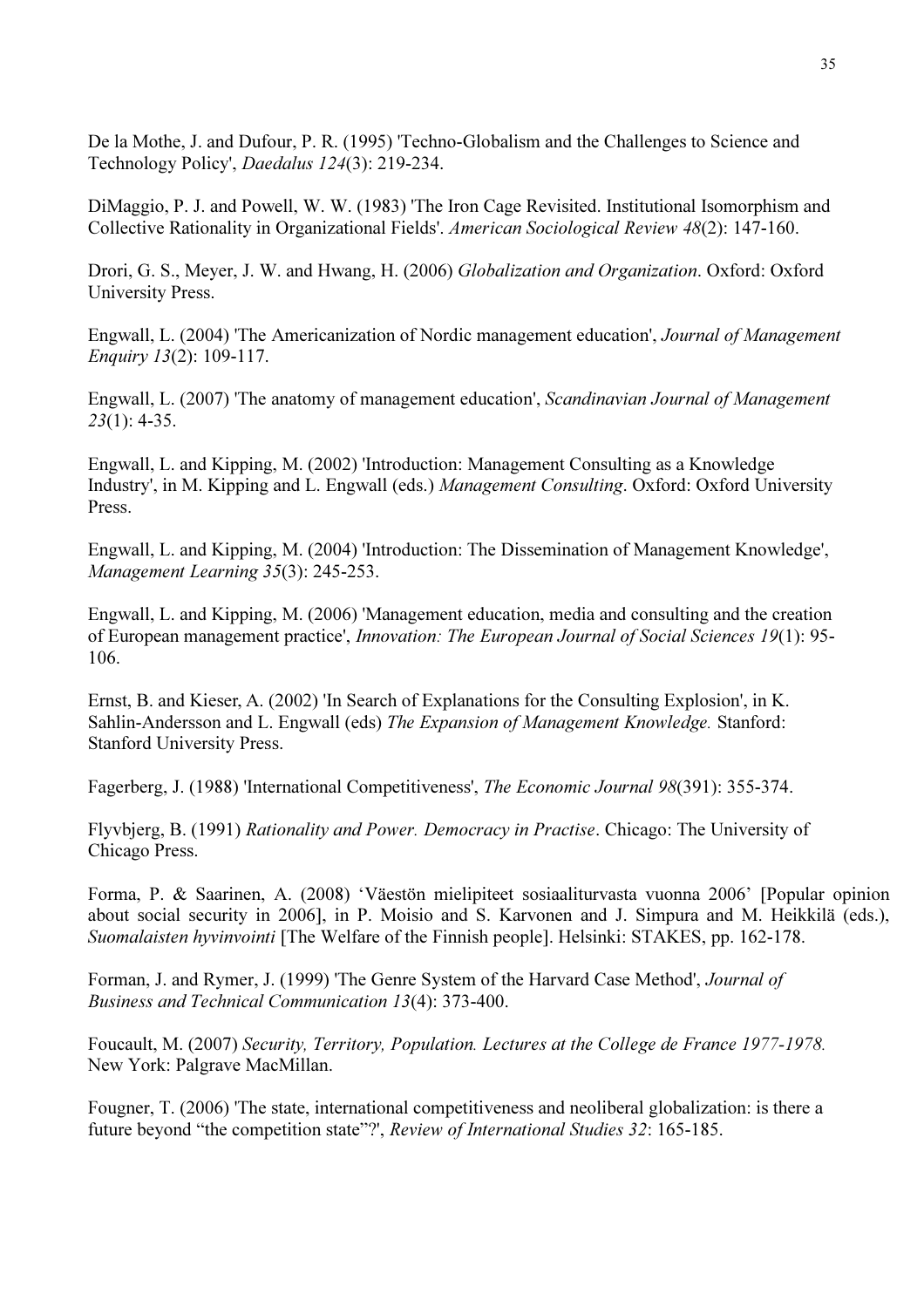De la Mothe, J. and Dufour, P. R. (1995) 'Techno-Globalism and the Challenges to Science and Technology Policy', *Daedalus 124*(3): 219-234.

DiMaggio, P. J. and Powell, W. W. (1983) 'The Iron Cage Revisited. Institutional Isomorphism and Collective Rationality in Organizational Fields'. *American Sociological Review 48*(2): 147-160.

Drori, G. S., Meyer, J. W. and Hwang, H. (2006) *Globalization and Organization*. Oxford: Oxford University Press.

Engwall, L. (2004) 'The Americanization of Nordic management education', *Journal of Management Enquiry 13*(2): 109-117.

Engwall, L. (2007) 'The anatomy of management education', *Scandinavian Journal of Management 23*(1): 4-35.

Engwall, L. and Kipping, M. (2002) 'Introduction: Management Consulting as a Knowledge Industry', in M. Kipping and L. Engwall (eds.) *Management Consulting*. Oxford: Oxford University Press.

Engwall, L. and Kipping, M. (2004) 'Introduction: The Dissemination of Management Knowledge', *Management Learning 35*(3): 245-253.

Engwall, L. and Kipping, M. (2006) 'Management education, media and consulting and the creation of European management practice', *Innovation: The European Journal of Social Sciences 19*(1): 95-106.

Ernst, B. and Kieser, A. (2002) 'In Search of Explanations for the Consulting Explosion', in K. Sahlin-Andersson and L. Engwall (eds) *The Expansion of Management Knowledge.* Stanford: Stanford University Press.

Fagerberg, J. (1988) 'International Competitiveness', *The Economic Journal 98*(391): 355-374.

Flyvbjerg, B. (1991) *Rationality and Power. Democracy in Practise*. Chicago: The University of Chicago Press.

Forma, P. & Saarinen, A. (2008) 'Väestön mielipiteet sosiaaliturvasta vuonna 2006' [Popular opinion about social security in 2006], in P. Moisio and S. Karvonen and J. Simpura and M. Heikkilä (eds.), *Suomalaisten hyvinvointi* [The Welfare of the Finnish people]. Helsinki: STAKES, pp. 162-178.

Forman, J. and Rymer, J. (1999) 'The Genre System of the Harvard Case Method', *Journal of Business and Technical Communication 13*(4): 373-400.

Foucault, M. (2007) *Security, Territory, Population. Lectures at the College de France 1977-1978.* New York: Palgrave MacMillan.

Fougner, T. (2006) 'The state, international competitiveness and neoliberal globalization: is there a future beyond "the competition state"?', *Review of International Studies 32*: 165-185.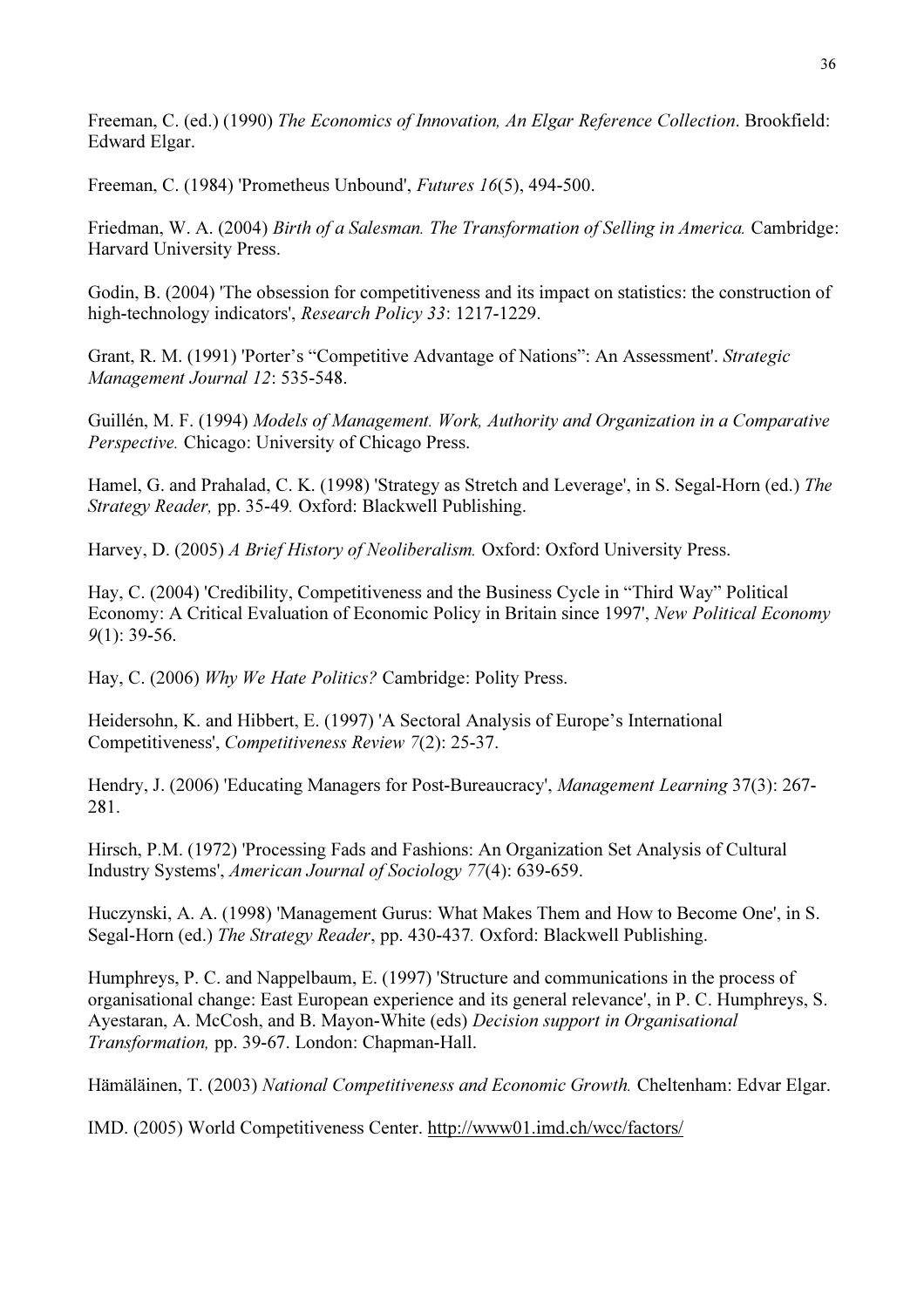Freeman, C. (ed.) (1990) *The Economics of Innovation, An Elgar Reference Collection*. Brookfield: Edward Elgar.

Freeman, C. (1984) 'Prometheus Unbound', *Futures 16*(5), 494-500.

Friedman, W. A. (2004) *Birth of a Salesman. The Transformation of Selling in America.* Cambridge: Harvard University Press.

Godin, B. (2004) 'The obsession for competitiveness and its impact on statistics: the construction of high-technology indicators', *Research Policy 33*: 1217-1229.

Grant, R. M. (1991) 'Porter's "Competitive Advantage of Nations": An Assessment'. *Strategic Management Journal 12*: 535-548.

Guillén, M. F. (1994) *Models of Management. Work, Authority and Organization in a Comparative Perspective.* Chicago: University of Chicago Press.

Hamel, G. and Prahalad, C. K. (1998) 'Strategy as Stretch and Leverage', in S. Segal-Horn (ed.) *The Strategy Reader,* pp. 35-49*.* Oxford: Blackwell Publishing.

Harvey, D. (2005) *A Brief History of Neoliberalism.* Oxford: Oxford University Press.

Hay, C. (2004) 'Credibility, Competitiveness and the Business Cycle in "Third Way" Political Economy: A Critical Evaluation of Economic Policy in Britain since 1997', *New Political Economy 9*(1): 39-56.

Hay, C. (2006) *Why We Hate Politics?* Cambridge: Polity Press.

Heidersohn, K. and Hibbert, E. (1997) 'A Sectoral Analysis of Europe's International Competitiveness', *Competitiveness Review 7*(2): 25-37.

Hendry, J. (2006) 'Educating Managers for Post-Bureaucracy', *Management Learning* 37(3): 267-281.

Hirsch, P.M. (1972) 'Processing Fads and Fashions: An Organization Set Analysis of Cultural Industry Systems', *American Journal of Sociology 77*(4): 639-659.

Huczynski, A. A. (1998) 'Management Gurus: What Makes Them and How to Become One', in S. Segal-Horn (ed.) *The Strategy Reader*, pp. 430-437*.* Oxford: Blackwell Publishing.

Humphreys, P. C. and Nappelbaum, E. (1997) 'Structure and communications in the process of organisational change: East European experience and its general relevance', in P. C. Humphreys, S. Ayestaran, A. McCosh, and B. Mayon-White (eds) *Decision support in Organisational Transformation,* pp. 39-67. London: Chapman-Hall.

Hämäläinen, T. (2003) *National Competitiveness and Economic Growth.* Cheltenham: Edvar Elgar.

IMD. (2005) World Competitiveness Center. http://www01.imd.ch/wcc/factors/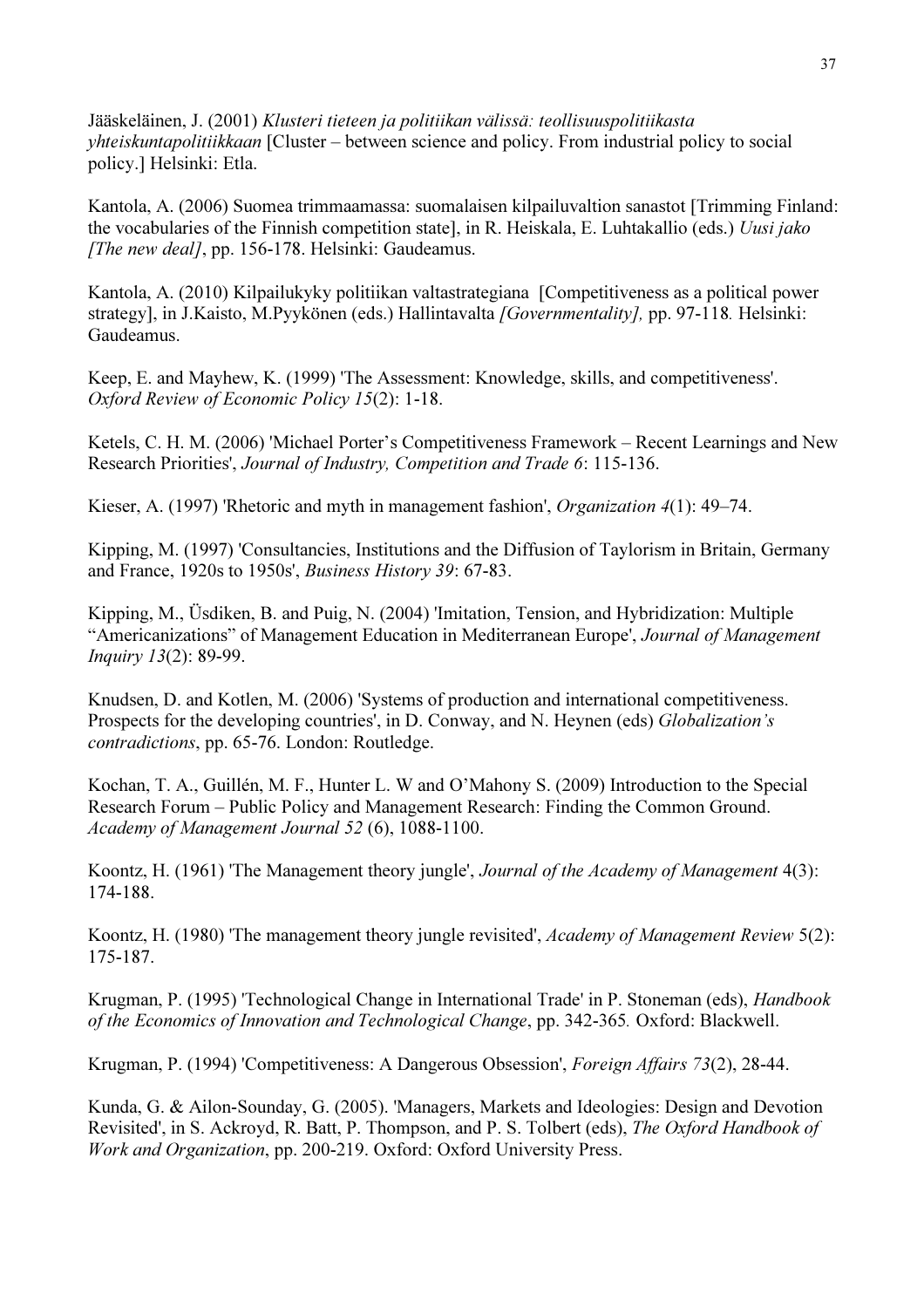Jääskeläinen, J. (2001) *Klusteri tieteen ja politiikan välissä: teollisuuspolitiikasta yhteiskuntapolitiikkaan* [Cluster – between science and policy. From industrial policy to social policy.] Helsinki: Etla.

Kantola, A. (2006) Suomea trimmaamassa: suomalaisen kilpailuvaltion sanastot [Trimming Finland: the vocabularies of the Finnish competition state], in R. Heiskala, E. Luhtakallio (eds.) *Uusi jako [The new deal]*, pp. 156-178. Helsinki: Gaudeamus.

Kantola, A. (2010) Kilpailukyky politiikan valtastrategiana [Competitiveness as a political power strategy], in J.Kaisto, M.Pyykönen (eds.) Hallintavalta *[Governmentality],* pp. 97-118*.* Helsinki: Gaudeamus.

Keep, E. and Mayhew, K. (1999) 'The Assessment: Knowledge, skills, and competitiveness'. *Oxford Review of Economic Policy 15*(2): 1-18.

Ketels, C. H. M. (2006) 'Michael Porter's Competitiveness Framework – Recent Learnings and New Research Priorities', *Journal of Industry, Competition and Trade 6*: 115-136.

Kieser, A. (1997) 'Rhetoric and myth in management fashion', *Organization 4*(1): 49–74.

Kipping, M. (1997) 'Consultancies, Institutions and the Diffusion of Taylorism in Britain, Germany and France, 1920s to 1950s', *Business History 39*: 67-83.

Kipping, M., Üsdiken, B. and Puig, N. (2004) 'Imitation, Tension, and Hybridization: Multiple "Americanizations" of Management Education in Mediterranean Europe', *Journal of Management Inquiry 13*(2): 89-99.

Knudsen, D. and Kotlen, M. (2006) 'Systems of production and international competitiveness. Prospects for the developing countries', in D. Conway, and N. Heynen (eds) *Globalization's contradictions*, pp. 65-76. London: Routledge.

Kochan, T. A., Guillén, M. F., Hunter L. W and O'Mahony S. (2009) Introduction to the Special Research Forum – Public Policy and Management Research: Finding the Common Ground. *Academy of Management Journal 52* (6), 1088-1100.

Koontz, H. (1961) 'The Management theory jungle', *Journal of the Academy of Management* 4(3): 174-188.

Koontz, H. (1980) 'The management theory jungle revisited', *Academy of Management Review* 5(2): 175-187.

Krugman, P. (1995) 'Technological Change in International Trade' in P. Stoneman (eds), *Handbook of the Economics of Innovation and Technological Change*, pp. 342-365*.* Oxford: Blackwell.

Krugman, P. (1994) 'Competitiveness: A Dangerous Obsession', *Foreign Affairs 73*(2), 28-44.

Kunda, G. & Ailon-Sounday, G. (2005). 'Managers, Markets and Ideologies: Design and Devotion Revisited', in S. Ackroyd, R. Batt, P. Thompson, and P. S. Tolbert (eds), *The Oxford Handbook of Work and Organization*, pp. 200-219. Oxford: Oxford University Press.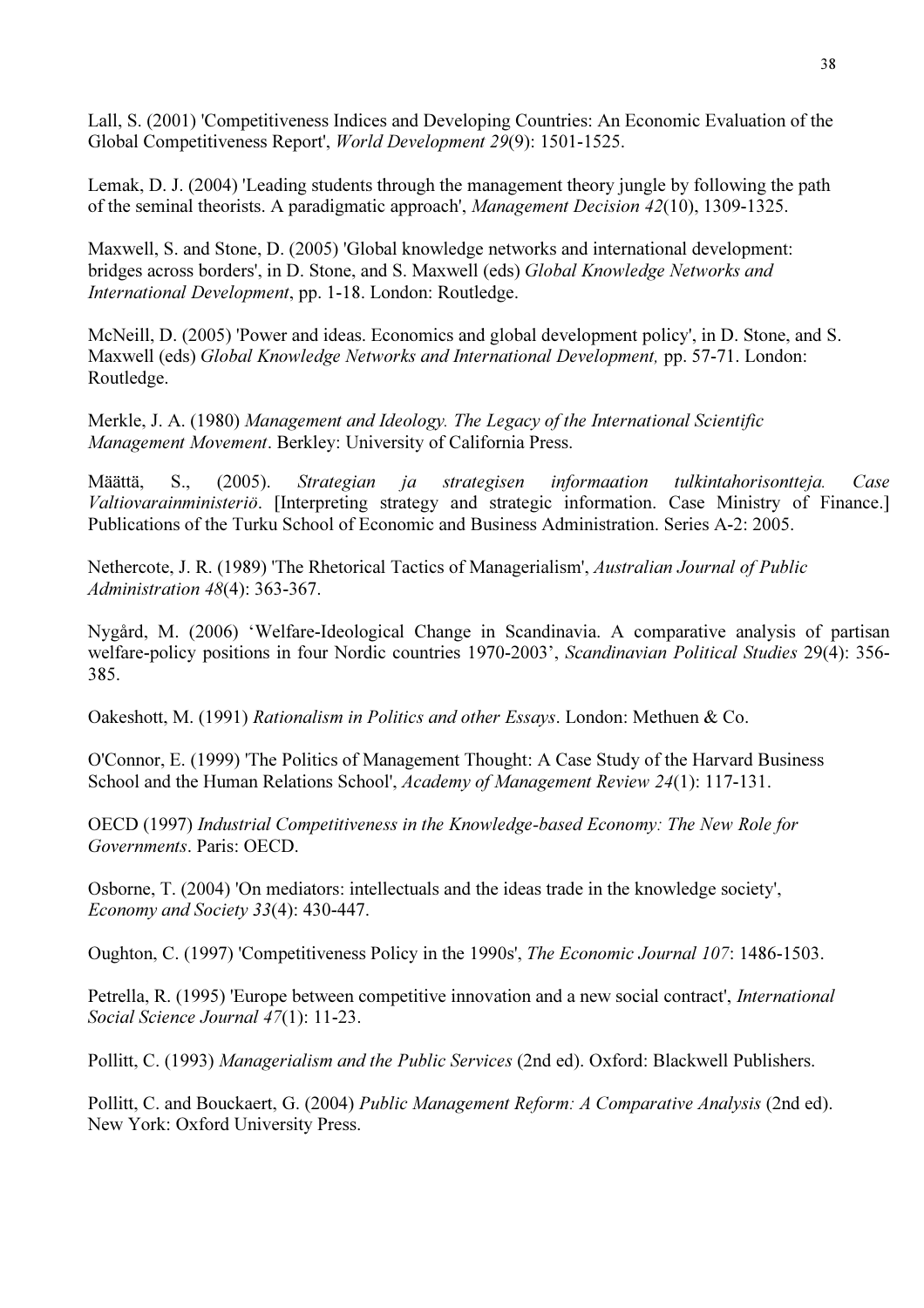Lall, S. (2001) 'Competitiveness Indices and Developing Countries: An Economic Evaluation of the Global Competitiveness Report', *World Development 29*(9): 1501-1525.

Lemak, D. J. (2004) 'Leading students through the management theory jungle by following the path of the seminal theorists. A paradigmatic approach', *Management Decision 42*(10), 1309-1325.

Maxwell, S. and Stone, D. (2005) 'Global knowledge networks and international development: bridges across borders', in D. Stone, and S. Maxwell (eds) *Global Knowledge Networks and International Development*, pp. 1-18. London: Routledge.

McNeill, D. (2005) 'Power and ideas. Economics and global development policy', in D. Stone, and S. Maxwell (eds) *Global Knowledge Networks and International Development,* pp. 57-71. London: Routledge.

Merkle, J. A. (1980) *Management and Ideology. The Legacy of the International Scientific Management Movement*. Berkley: University of California Press.

Määttä, S., (2005). *Strategian ja strategisen informaation tulkintahorisontteja. Case Valtiovarainministeriö*. [Interpreting strategy and strategic information. Case Ministry of Finance.] Publications of the Turku School of Economic and Business Administration. Series A-2: 2005.

Nethercote, J. R. (1989) 'The Rhetorical Tactics of Managerialism', *Australian Journal of Public Administration 48*(4): 363-367.

Nygård, M. (2006) 'Welfare-Ideological Change in Scandinavia. A comparative analysis of partisan welfare-policy positions in four Nordic countries 1970-2003', *Scandinavian Political Studies* 29(4): 356-385.

Oakeshott, M. (1991) *Rationalism in Politics and other Essays*. London: Methuen & Co.

O'Connor, E. (1999) 'The Politics of Management Thought: A Case Study of the Harvard Business School and the Human Relations School', *Academy of Management Review 24*(1): 117-131.

OECD (1997) *Industrial Competitiveness in the Knowledge-based Economy: The New Role for Governments*. Paris: OECD.

Osborne, T. (2004) 'On mediators: intellectuals and the ideas trade in the knowledge society', *Economy and Society 33*(4): 430-447.

Oughton, C. (1997) 'Competitiveness Policy in the 1990s', *The Economic Journal 107*: 1486-1503.

Petrella, R. (1995) 'Europe between competitive innovation and a new social contract', *International Social Science Journal 47*(1): 11-23.

Pollitt, C. (1993) *Managerialism and the Public Services* (2nd ed). Oxford: Blackwell Publishers.

Pollitt, C. and Bouckaert, G. (2004) *Public Management Reform: A Comparative Analysis* (2nd ed). New York: Oxford University Press.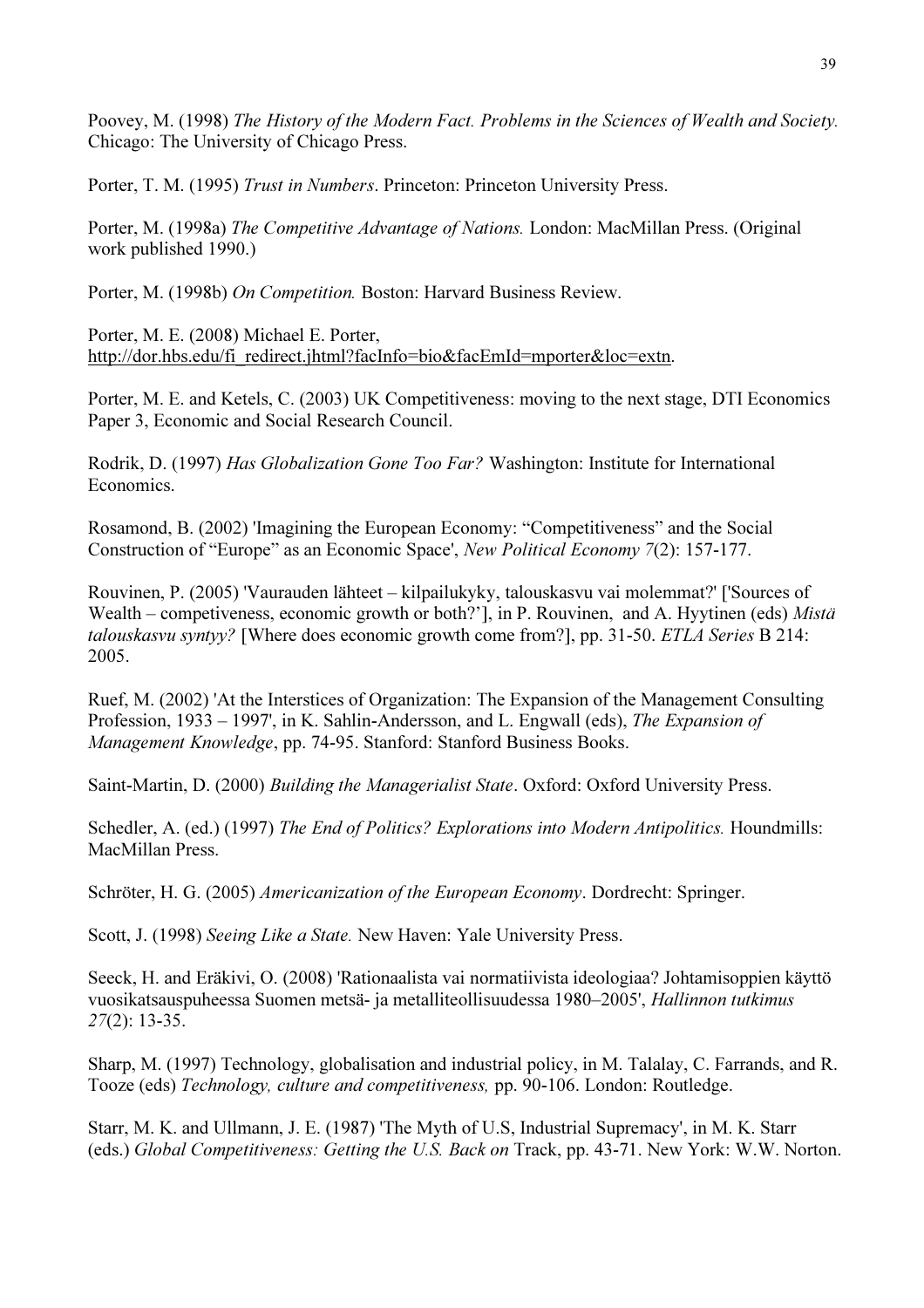Poovey, M. (1998) *The History of the Modern Fact. Problems in the Sciences of Wealth and Society.* Chicago: The University of Chicago Press.

Porter, T. M. (1995) *Trust in Numbers*. Princeton: Princeton University Press.

Porter, M. (1998a) *The Competitive Advantage of Nations.* London: MacMillan Press. (Original work published 1990.)

Porter, M. (1998b) *On Competition.* Boston: Harvard Business Review.

Porter, M. E. (2008) Michael E. Porter, http://dor.hbs.edu/fi_redirect.jhtml?facInfo=bio&facEmId=mporter&loc=extn.

Porter, M. E. and Ketels, C. (2003) UK Competitiveness: moving to the next stage, DTI Economics Paper 3, Economic and Social Research Council.

Rodrik, D. (1997) *Has Globalization Gone Too Far?* Washington: Institute for International Economics.

Rosamond, B. (2002) 'Imagining the European Economy: "Competitiveness" and the Social Construction of "Europe" as an Economic Space', *New Political Economy 7*(2): 157-177.

Rouvinen, P. (2005) 'Vaurauden lähteet – kilpailukyky, talouskasvu vai molemmat?' ['Sources of Wealth – competiveness, economic growth or both?'], in P. Rouvinen, and A. Hyytinen (eds) *Mistä talouskasvu syntyy?* [Where does economic growth come from?], pp. 31-50. *ETLA Series* B 214: 2005.

Ruef, M. (2002) 'At the Interstices of Organization: The Expansion of the Management Consulting Profession, 1933 – 1997', in K. Sahlin-Andersson, and L. Engwall (eds), *The Expansion of Management Knowledge*, pp. 74-95. Stanford: Stanford Business Books.

Saint-Martin, D. (2000) *Building the Managerialist State*. Oxford: Oxford University Press.

Schedler, A. (ed.) (1997) *The End of Politics? Explorations into Modern Antipolitics.* Houndmills: MacMillan Press.

Schröter, H. G. (2005) *Americanization of the European Economy*. Dordrecht: Springer.

Scott, J. (1998) *Seeing Like a State.* New Haven: Yale University Press.

Seeck, H. and Eräkivi, O. (2008) 'Rationaalista vai normatiivista ideologiaa? Johtamisoppien käyttö vuosikatsauspuheessa Suomen metsä- ja metalliteollisuudessa 1980–2005', *Hallinnon tutkimus 27*(2): 13-35.

Sharp, M. (1997) Technology, globalisation and industrial policy, in M. Talalay, C. Farrands, and R. Tooze (eds) *Technology, culture and competitiveness,* pp. 90-106. London: Routledge.

Starr, M. K. and Ullmann, J. E. (1987) 'The Myth of U.S, Industrial Supremacy', in M. K. Starr (eds.) *Global Competitiveness: Getting the U.S. Back on* Track, pp. 43-71. New York: W.W. Norton.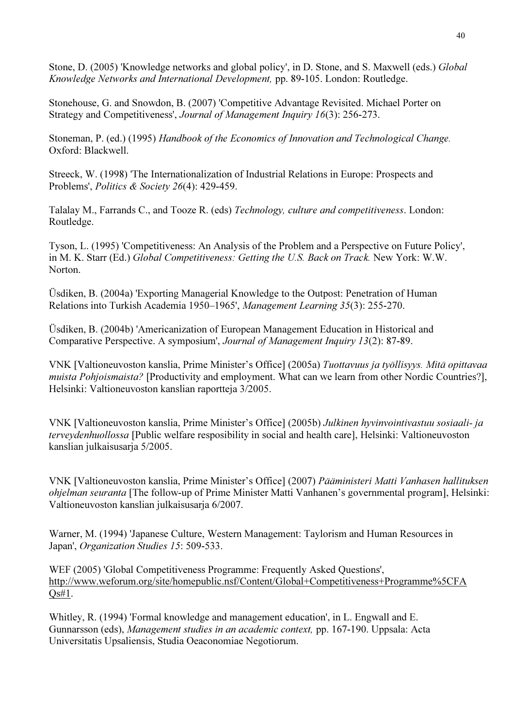Stone, D. (2005) 'Knowledge networks and global policy', in D. Stone, and S. Maxwell (eds.) *Global Knowledge Networks and International Development,* pp. 89-105. London: Routledge.

Stonehouse, G. and Snowdon, B. (2007) 'Competitive Advantage Revisited. Michael Porter on Strategy and Competitiveness', *Journal of Management Inquiry 16*(3): 256-273.

Stoneman, P. (ed.) (1995) *Handbook of the Economics of Innovation and Technological Change.* Oxford: Blackwell.

Streeck, W. (1998) 'The Internationalization of Industrial Relations in Europe: Prospects and Problems', *Politics & Society 26*(4): 429-459.

Talalay M., Farrands C., and Tooze R. (eds) *Technology, culture and competitiveness*. London: Routledge.

Tyson, L. (1995) 'Competitiveness: An Analysis of the Problem and a Perspective on Future Policy', in M. K. Starr (Ed.) *Global Competitiveness: Getting the U.S. Back on Track.* New York: W.W. Norton.

Üsdiken, B. (2004a) 'Exporting Managerial Knowledge to the Outpost: Penetration of Human Relations into Turkish Academia 1950–1965', *Management Learning 35*(3): 255-270.

Üsdiken, B. (2004b) 'Americanization of European Management Education in Historical and Comparative Perspective. A symposium', *Journal of Management Inquiry 13*(2): 87-89.

VNK [Valtioneuvoston kanslia, Prime Minister's Office] (2005a) *Tuottavuus ja työllisyys. Mitä opittavaa muista Pohjoismaista?* [Productivity and employment. What can we learn from other Nordic Countries?], Helsinki: Valtioneuvoston kanslian raportteja 3/2005.

VNK [Valtioneuvoston kanslia, Prime Minister's Office] (2005b) *Julkinen hyvinvointivastuu sosiaali- ja terveydenhuollossa* [Public welfare resposibility in social and health care], Helsinki: Valtioneuvoston kanslian julkaisusarja 5/2005.

VNK [Valtioneuvoston kanslia, Prime Minister's Office] (2007) *Pääministeri Matti Vanhasen hallituksen ohjelman seuranta* [The follow-up of Prime Minister Matti Vanhanen's governmental program], Helsinki: Valtioneuvoston kanslian julkaisusarja 6/2007.

Warner, M. (1994) 'Japanese Culture, Western Management: Taylorism and Human Resources in Japan', *Organization Studies 15*: 509-533.

WEF (2005) 'Global Competitiveness Programme: Frequently Asked Questions', http://www.weforum.org/site/homepublic.nsf/Content/Global+Competitiveness+Programme%5CFAQs#1.

Whitley, R. (1994) 'Formal knowledge and management education', in L. Engwall and E. Gunnarsson (eds), *Management studies in an academic context,* pp. 167-190. Uppsala: Acta Universitatis Upsaliensis, Studia Oeaconomiae Negotiorum.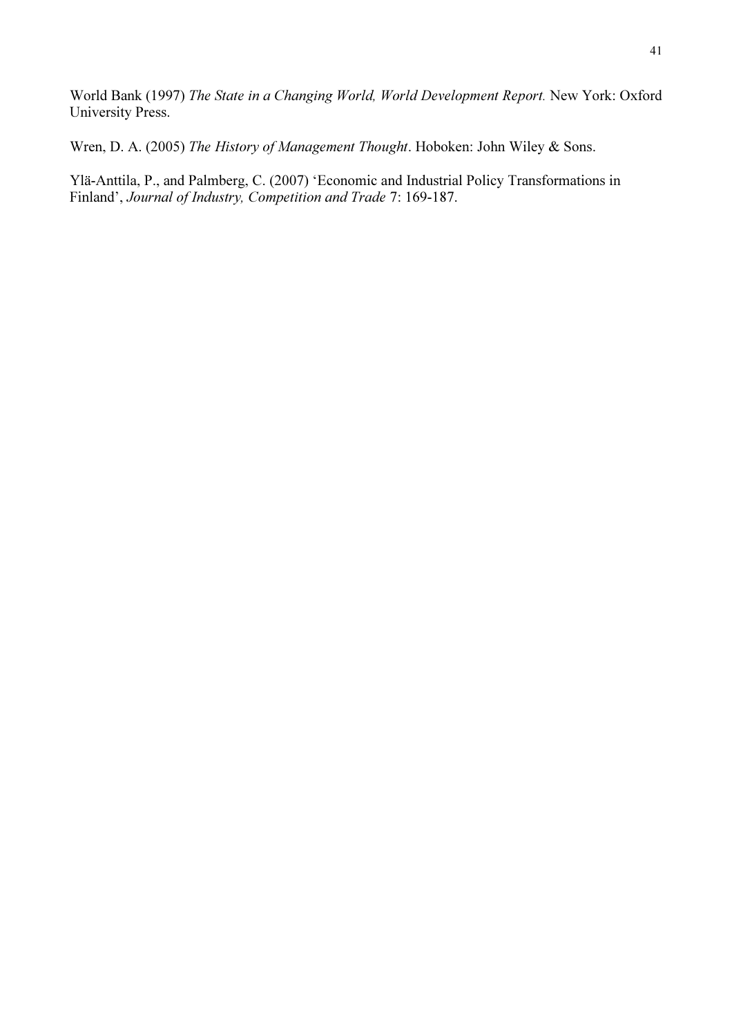World Bank (1997) *The State in a Changing World, World Development Report.* New York: Oxford University Press.

Wren, D. A. (2005) *The History of Management Thought*. Hoboken: John Wiley & Sons.

Ylä-Anttila, P., and Palmberg, C. (2007) 'Economic and Industrial Policy Transformations in Finland', *Journal of Industry, Competition and Trade* 7: 169-187.